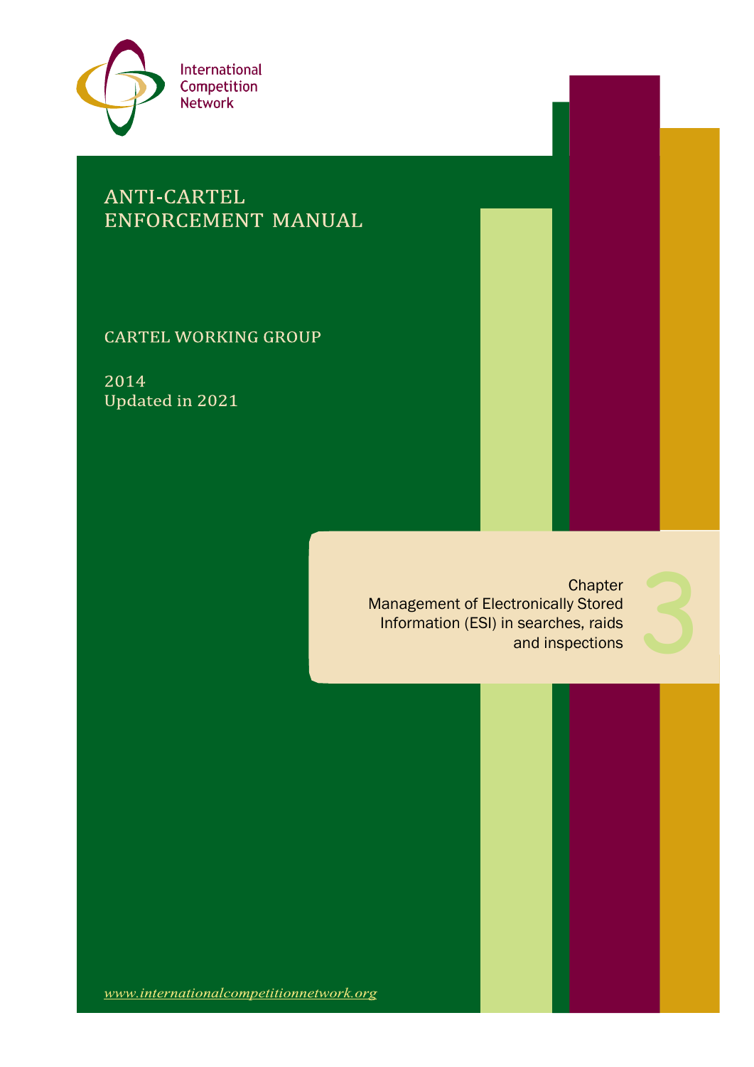International Competition Network

# ANTI-CARTEL ENFORCEMENT MANUAL

## CARTEL WORKING GROUP

2014
Updated in 2021

Chapter 3
Management of Electronically Stored Information (ESI) in searches, raids and inspections

www.internationalcompetitionnetwork.org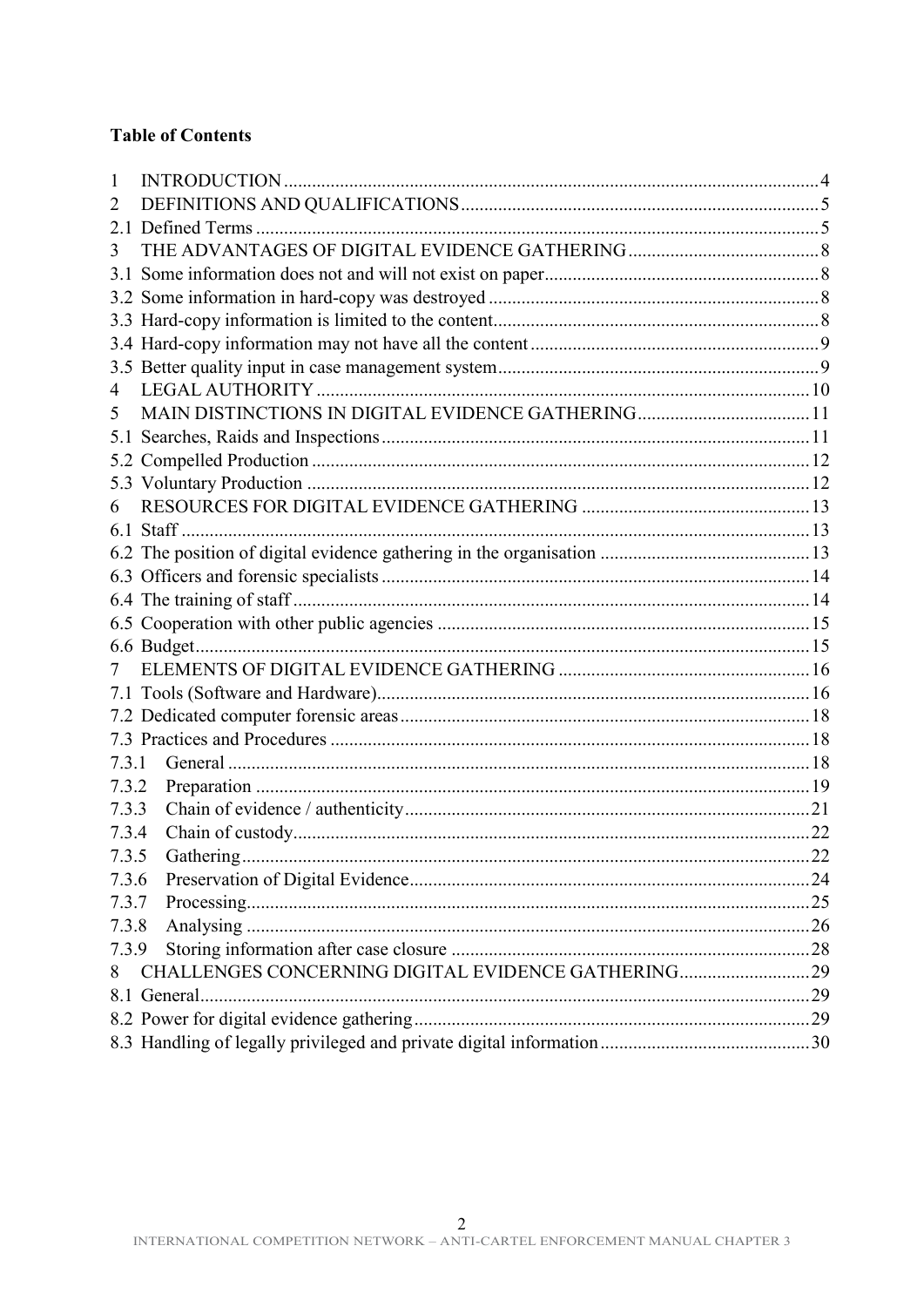**Table of Contents**

1 INTRODUCTION .................................................................................................... 4
2 DEFINITIONS AND QUALIFICATIONS ............................................................. 5
2.1 Defined Terms ..................................................................................................... 5
3 THE ADVANTAGES OF DIGITAL EVIDENCE GATHERING .......................... 8
3.1 Some information does not and will not exist on paper ................................... 8
3.2 Some information in hard-copy was destroyed ................................................ 8
3.3 Hard-copy information is limited to the content ............................................... 8
3.4 Hard-copy information may not have all the content ....................................... 9
3.5 Better quality input in case management system ............................................. 9
4 LEGAL AUTHORITY ........................................................................................... 10
5 MAIN DISTINCTIONS IN DIGITAL EVIDENCE GATHERING ...................... 11
5.1 Searches, Raids and Inspections ...................................................................... 11
5.2 Compelled Production ...................................................................................... 12
5.3 Voluntary Production ........................................................................................ 12
6 RESOURCES FOR DIGITAL EVIDENCE GATHERING .................................. 13
6.1 Staff .................................................................................................................... 13
6.2 The position of digital evidence gathering in the organisation ....................... 13
6.3 Officers and forensic specialists ...................................................................... 14
6.4 The training of staff ........................................................................................... 14
6.5 Cooperation with other public agencies .......................................................... 15
6.6 Budget ................................................................................................................ 15
7 ELEMENTS OF DIGITAL EVIDENCE GATHERING ....................................... 16
7.1 Tools (Software and Hardware) ........................................................................ 16
7.2 Dedicated computer forensic areas .................................................................. 18
7.3 Practices and Procedures .................................................................................. 18
7.3.1 General ........................................................................................................... 18
7.3.2 Preparation ..................................................................................................... 19
7.3.3 Chain of evidence / authenticity .................................................................... 21
7.3.4 Chain of custody ............................................................................................ 22
7.3.5 Gathering ........................................................................................................ 22
7.3.6 Preservation of Digital Evidence .................................................................. 24
7.3.7 Processing ....................................................................................................... 25
7.3.8 Analysing ........................................................................................................ 26
7.3.9 Storing information after case closure .......................................................... 28
8 CHALLENGES CONCERNING DIGITAL EVIDENCE GATHERING ............. 29
8.1 General ............................................................................................................... 29
8.2 Power for digital evidence gathering ................................................................ 29
8.3 Handling of legally privileged and private digital information ....................... 30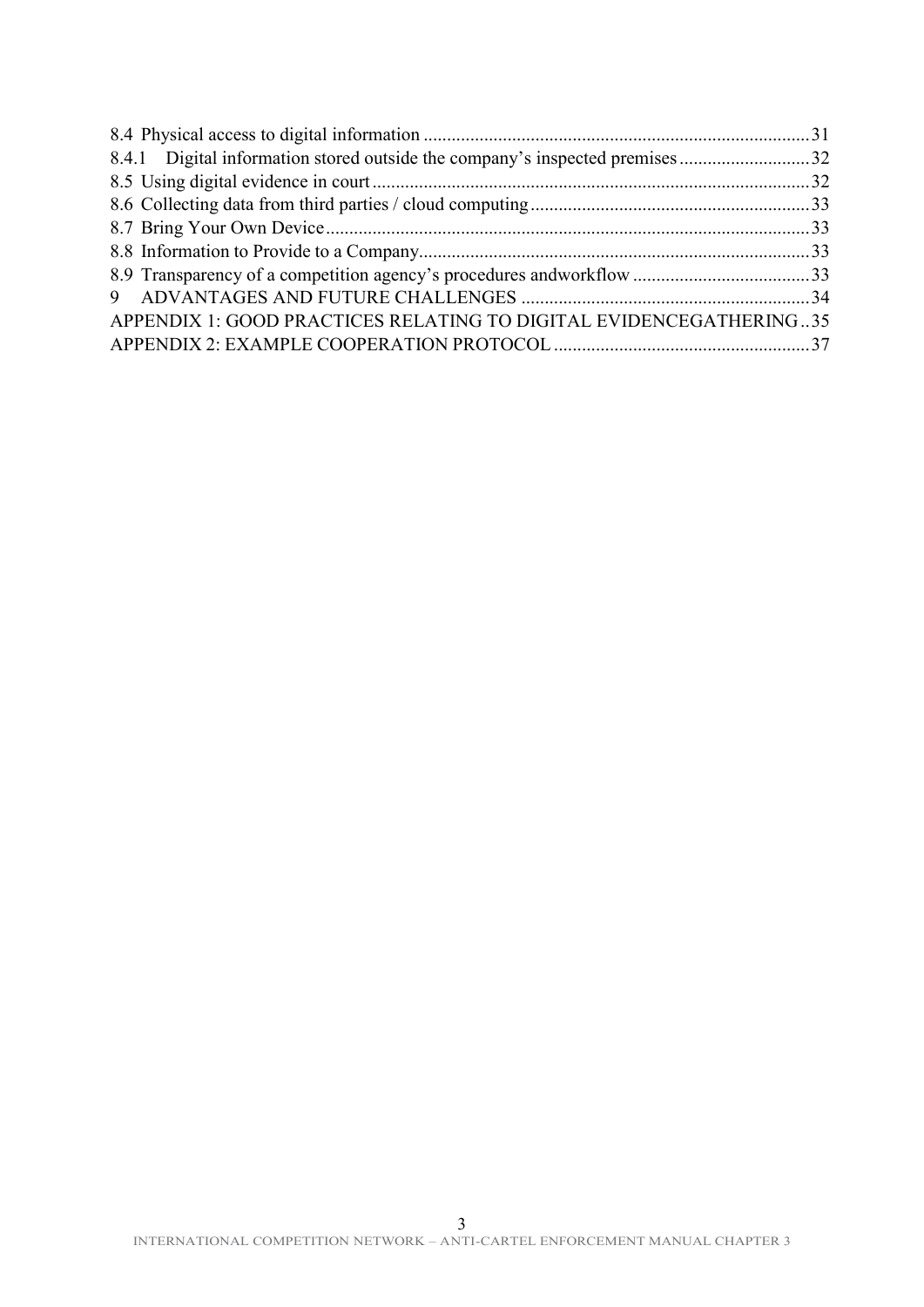8.4 Physical access to digital information ........................................................................................31
8.4.1 Digital information stored outside the company's inspected premises ............................32
8.5 Using digital evidence in court ......................................................................................................32
8.6 Collecting data from third parties / cloud computing ....................................................................33
8.7 Bring Your Own Device ..................................................................................................................33
8.8 Information to Provide to a Company.............................................................................................33
8.9 Transparency of a competition agency's procedures andworkflow ................................................33
9 ADVANTAGES AND FUTURE CHALLENGES ...................................................................34
APPENDIX 1: GOOD PRACTICES RELATING TO DIGITAL EVIDENCEGATHERING..35
APPENDIX 2: EXAMPLE COOPERATION PROTOCOL ........................................................37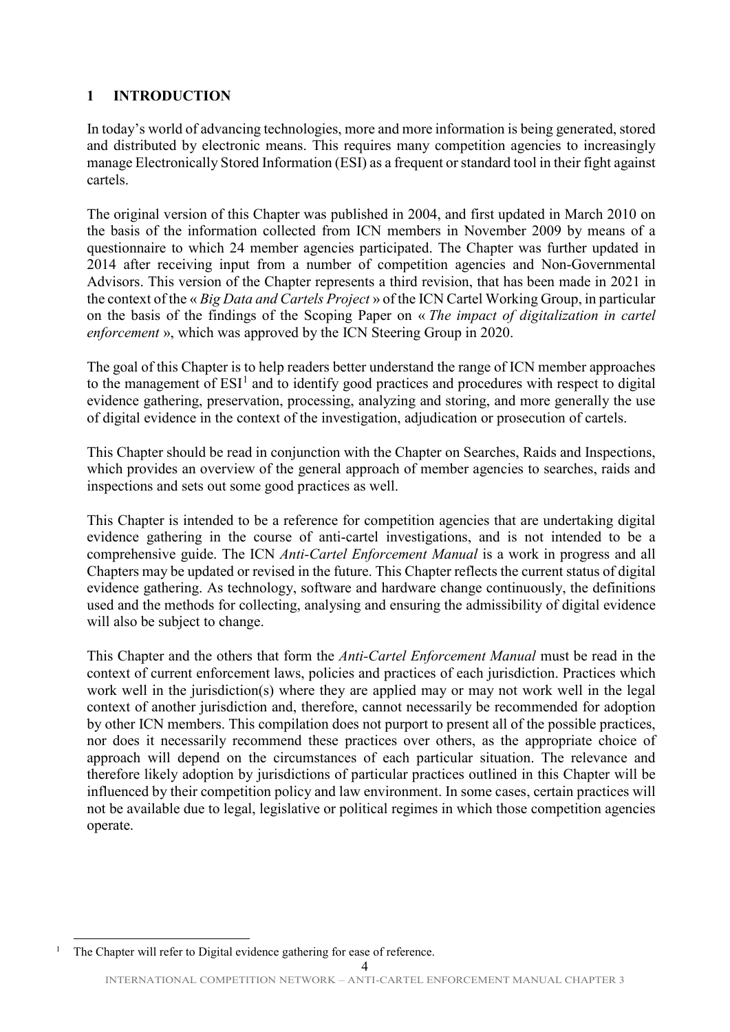## 1 INTRODUCTION

In today's world of advancing technologies, more and more information is being generated, stored and distributed by electronic means. This requires many competition agencies to increasingly manage Electronically Stored Information (ESI) as a frequent or standard tool in their fight against cartels.

The original version of this Chapter was published in 2004, and first updated in March 2010 on the basis of the information collected from ICN members in November 2009 by means of a questionnaire to which 24 member agencies participated. The Chapter was further updated in 2014 after receiving input from a number of competition agencies and Non-Governmental Advisors. This version of the Chapter represents a third revision, that has been made in 2021 in the context of the « *Big Data and Cartels Project* » of the ICN Cartel Working Group, in particular on the basis of the findings of the Scoping Paper on « *The impact of digitalization in cartel enforcement* », which was approved by the ICN Steering Group in 2020.

The goal of this Chapter is to help readers better understand the range of ICN member approaches to the management of ESI[1] and to identify good practices and procedures with respect to digital evidence gathering, preservation, processing, analyzing and storing, and more generally the use of digital evidence in the context of the investigation, adjudication or prosecution of cartels.

This Chapter should be read in conjunction with the Chapter on Searches, Raids and Inspections, which provides an overview of the general approach of member agencies to searches, raids and inspections and sets out some good practices as well.

This Chapter is intended to be a reference for competition agencies that are undertaking digital evidence gathering in the course of anti-cartel investigations, and is not intended to be a comprehensive guide. The ICN *Anti-Cartel Enforcement Manual* is a work in progress and all Chapters may be updated or revised in the future. This Chapter reflects the current status of digital evidence gathering. As technology, software and hardware change continuously, the definitions used and the methods for collecting, analysing and ensuring the admissibility of digital evidence will also be subject to change.

This Chapter and the others that form the *Anti-Cartel Enforcement Manual* must be read in the context of current enforcement laws, policies and practices of each jurisdiction. Practices which work well in the jurisdiction(s) where they are applied may or may not work well in the legal context of another jurisdiction and, therefore, cannot necessarily be recommended for adoption by other ICN members. This compilation does not purport to present all of the possible practices, nor does it necessarily recommend these practices over others, as the appropriate choice of approach will depend on the circumstances of each particular situation. The relevance and therefore likely adoption by jurisdictions of particular practices outlined in this Chapter will be influenced by their competition policy and law environment. In some cases, certain practices will not be available due to legal, legislative or political regimes in which those competition agencies operate.

[1] The Chapter will refer to Digital evidence gathering for ease of reference.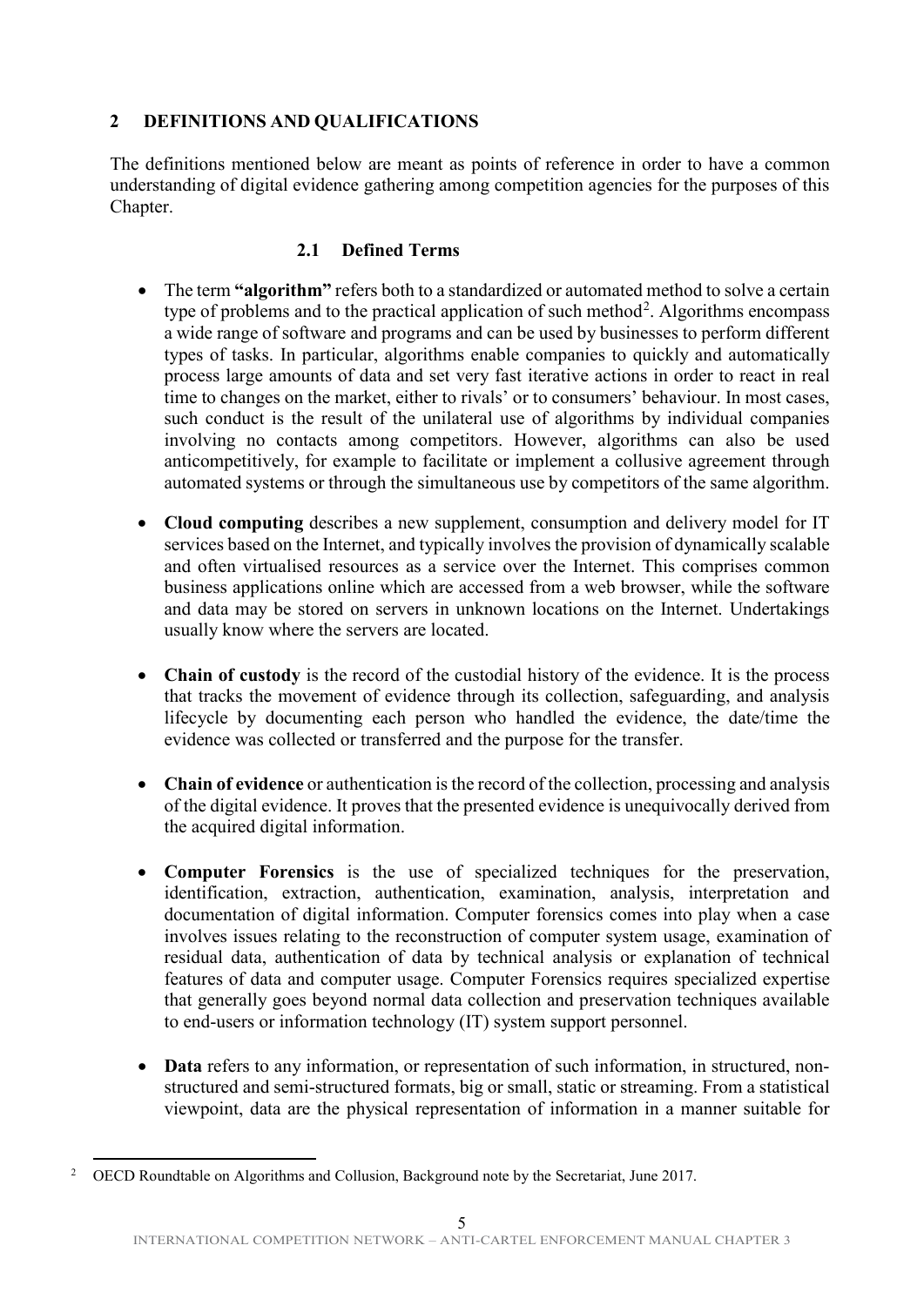## 2 DEFINITIONS AND QUALIFICATIONS

The definitions mentioned below are meant as points of reference in order to have a common understanding of digital evidence gathering among competition agencies for the purposes of this Chapter.

### 2.1 Defined Terms

- The term **"algorithm"** refers both to a standardized or automated method to solve a certain type of problems and to the practical application of such method[2]. Algorithms encompass a wide range of software and programs and can be used by businesses to perform different types of tasks. In particular, algorithms enable companies to quickly and automatically process large amounts of data and set very fast iterative actions in order to react in real time to changes on the market, either to rivals' or to consumers' behaviour. In most cases, such conduct is the result of the unilateral use of algorithms by individual companies involving no contacts among competitors. However, algorithms can also be used anticompetitively, for example to facilitate or implement a collusive agreement through automated systems or through the simultaneous use by competitors of the same algorithm.

- **Cloud computing** describes a new supplement, consumption and delivery model for IT services based on the Internet, and typically involves the provision of dynamically scalable and often virtualised resources as a service over the Internet. This comprises common business applications online which are accessed from a web browser, while the software and data may be stored on servers in unknown locations on the Internet. Undertakings usually know where the servers are located.

- **Chain of custody** is the record of the custodial history of the evidence. It is the process that tracks the movement of evidence through its collection, safeguarding, and analysis lifecycle by documenting each person who handled the evidence, the date/time the evidence was collected or transferred and the purpose for the transfer.

- **Chain of evidence** or authentication is the record of the collection, processing and analysis of the digital evidence. It proves that the presented evidence is unequivocally derived from the acquired digital information.

- **Computer Forensics** is the use of specialized techniques for the preservation, identification, extraction, authentication, examination, analysis, interpretation and documentation of digital information. Computer forensics comes into play when a case involves issues relating to the reconstruction of computer system usage, examination of residual data, authentication of data by technical analysis or explanation of technical features of data and computer usage. Computer Forensics requires specialized expertise that generally goes beyond normal data collection and preservation techniques available to end-users or information technology (IT) system support personnel.

- **Data** refers to any information, or representation of such information, in structured, non-structured and semi-structured formats, big or small, static or streaming. From a statistical viewpoint, data are the physical representation of information in a manner suitable for

[2] OECD Roundtable on Algorithms and Collusion, Background note by the Secretariat, June 2017.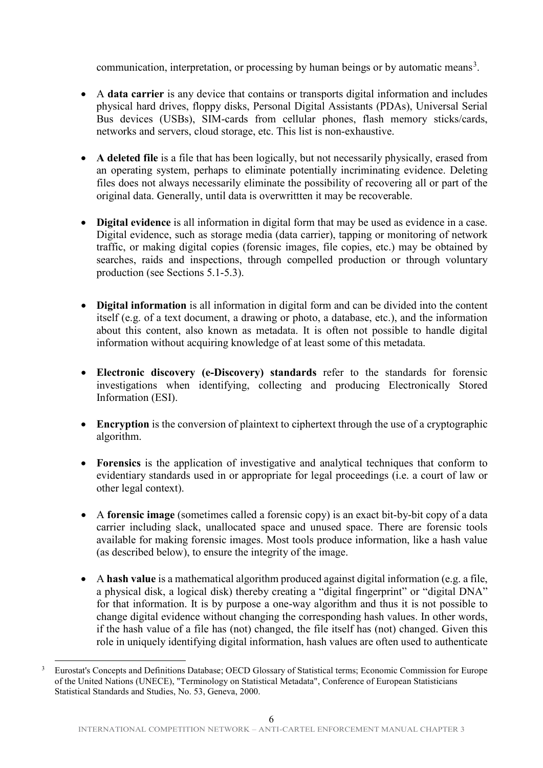communication, interpretation, or processing by human beings or by automatic means[3].

- A **data carrier** is any device that contains or transports digital information and includes physical hard drives, floppy disks, Personal Digital Assistants (PDAs), Universal Serial Bus devices (USBs), SIM-cards from cellular phones, flash memory sticks/cards, networks and servers, cloud storage, etc. This list is non-exhaustive.

- **A deleted file** is a file that has been logically, but not necessarily physically, erased from an operating system, perhaps to eliminate potentially incriminating evidence. Deleting files does not always necessarily eliminate the possibility of recovering all or part of the original data. Generally, until data is overwrittten it may be recoverable.

- **Digital evidence** is all information in digital form that may be used as evidence in a case. Digital evidence, such as storage media (data carrier), tapping or monitoring of network traffic, or making digital copies (forensic images, file copies, etc.) may be obtained by searches, raids and inspections, through compelled production or through voluntary production (see Sections 5.1-5.3).

- **Digital information** is all information in digital form and can be divided into the content itself (e.g. of a text document, a drawing or photo, a database, etc.), and the information about this content, also known as metadata. It is often not possible to handle digital information without acquiring knowledge of at least some of this metadata.

- **Electronic discovery (e-Discovery) standards** refer to the standards for forensic investigations when identifying, collecting and producing Electronically Stored Information (ESI).

- **Encryption** is the conversion of plaintext to ciphertext through the use of a cryptographic algorithm.

- **Forensics** is the application of investigative and analytical techniques that conform to evidentiary standards used in or appropriate for legal proceedings (i.e. a court of law or other legal context).

- A **forensic image** (sometimes called a forensic copy) is an exact bit-by-bit copy of a data carrier including slack, unallocated space and unused space. There are forensic tools available for making forensic images. Most tools produce information, like a hash value (as described below), to ensure the integrity of the image.

- A **hash value** is a mathematical algorithm produced against digital information (e.g. a file, a physical disk, a logical disk) thereby creating a "digital fingerprint" or "digital DNA" for that information. It is by purpose a one-way algorithm and thus it is not possible to change digital evidence without changing the corresponding hash values. In other words, if the hash value of a file has (not) changed, the file itself has (not) changed. Given this role in uniquely identifying digital information, hash values are often used to authenticate

[3] Eurostat's Concepts and Definitions Database; OECD Glossary of Statistical terms; Economic Commission for Europe of the United Nations (UNECE), "Terminology on Statistical Metadata", Conference of European Statisticians Statistical Standards and Studies, No. 53, Geneva, 2000.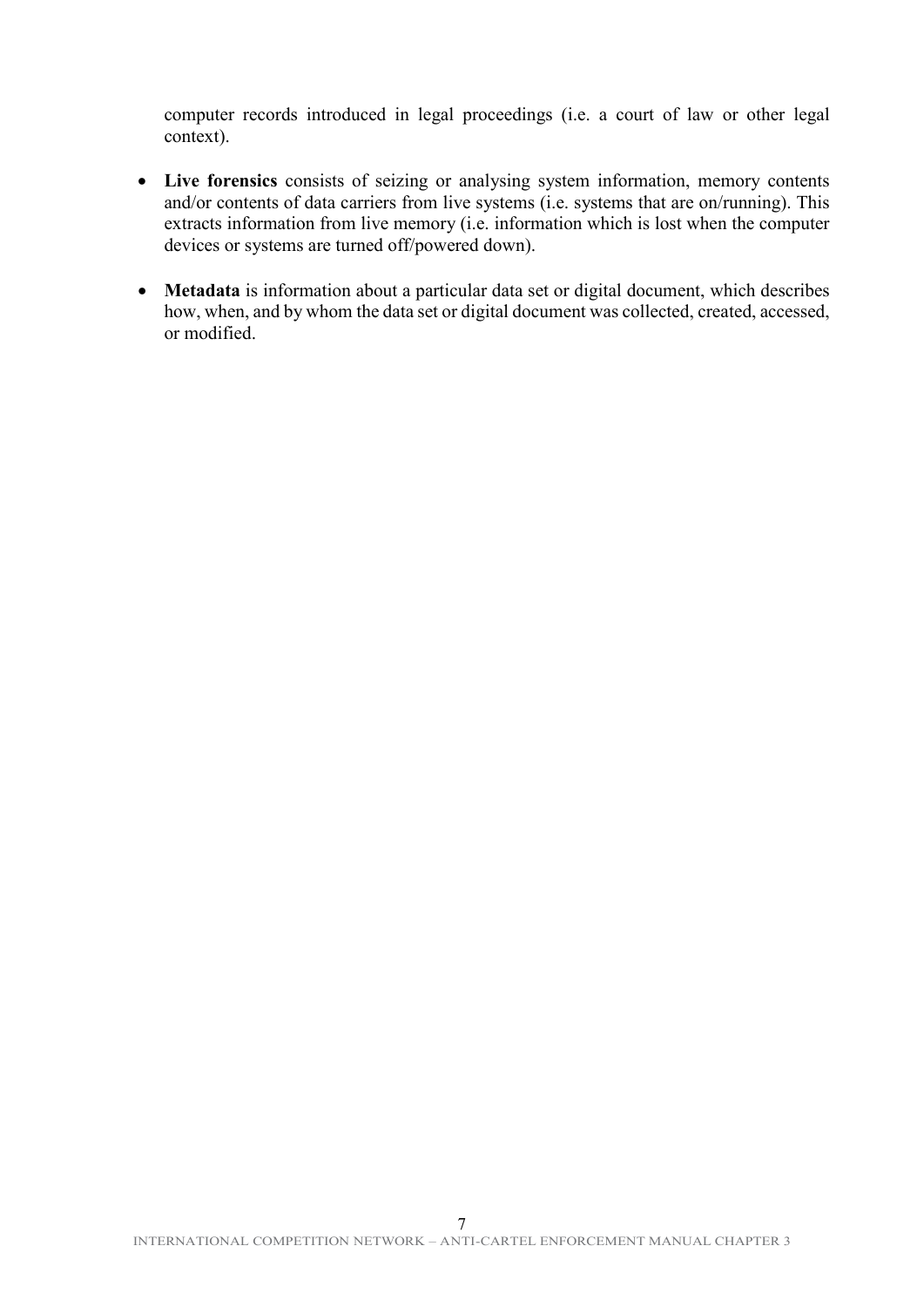computer records introduced in legal proceedings (i.e. a court of law or other legal context).

- **Live forensics** consists of seizing or analysing system information, memory contents and/or contents of data carriers from live systems (i.e. systems that are on/running). This extracts information from live memory (i.e. information which is lost when the computer devices or systems are turned off/powered down).

- **Metadata** is information about a particular data set or digital document, which describes how, when, and by whom the data set or digital document was collected, created, accessed, or modified.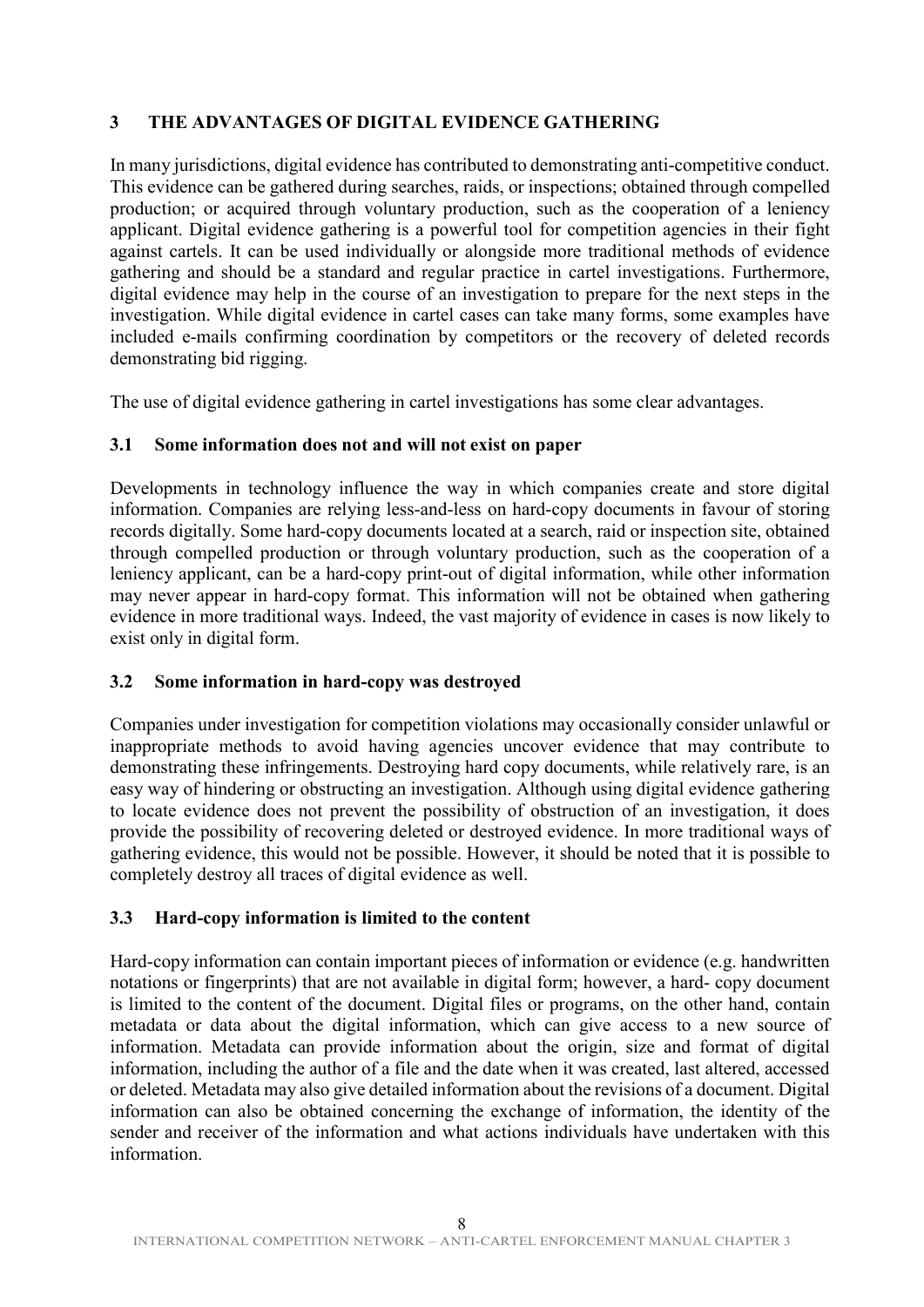## 3 THE ADVANTAGES OF DIGITAL EVIDENCE GATHERING

In many jurisdictions, digital evidence has contributed to demonstrating anti-competitive conduct. This evidence can be gathered during searches, raids, or inspections; obtained through compelled production; or acquired through voluntary production, such as the cooperation of a leniency applicant. Digital evidence gathering is a powerful tool for competition agencies in their fight against cartels. It can be used individually or alongside more traditional methods of evidence gathering and should be a standard and regular practice in cartel investigations. Furthermore, digital evidence may help in the course of an investigation to prepare for the next steps in the investigation. While digital evidence in cartel cases can take many forms, some examples have included e-mails confirming coordination by competitors or the recovery of deleted records demonstrating bid rigging.

The use of digital evidence gathering in cartel investigations has some clear advantages.

### 3.1 Some information does not and will not exist on paper

Developments in technology influence the way in which companies create and store digital information. Companies are relying less-and-less on hard-copy documents in favour of storing records digitally. Some hard-copy documents located at a search, raid or inspection site, obtained through compelled production or through voluntary production, such as the cooperation of a leniency applicant, can be a hard-copy print-out of digital information, while other information may never appear in hard-copy format. This information will not be obtained when gathering evidence in more traditional ways. Indeed, the vast majority of evidence in cases is now likely to exist only in digital form.

### 3.2 Some information in hard-copy was destroyed

Companies under investigation for competition violations may occasionally consider unlawful or inappropriate methods to avoid having agencies uncover evidence that may contribute to demonstrating these infringements. Destroying hard copy documents, while relatively rare, is an easy way of hindering or obstructing an investigation. Although using digital evidence gathering to locate evidence does not prevent the possibility of obstruction of an investigation, it does provide the possibility of recovering deleted or destroyed evidence. In more traditional ways of gathering evidence, this would not be possible. However, it should be noted that it is possible to completely destroy all traces of digital evidence as well.

### 3.3 Hard-copy information is limited to the content

Hard-copy information can contain important pieces of information or evidence (e.g. handwritten notations or fingerprints) that are not available in digital form; however, a hard- copy document is limited to the content of the document. Digital files or programs, on the other hand, contain metadata or data about the digital information, which can give access to a new source of information. Metadata can provide information about the origin, size and format of digital information, including the author of a file and the date when it was created, last altered, accessed or deleted. Metadata may also give detailed information about the revisions of a document. Digital information can also be obtained concerning the exchange of information, the identity of the sender and receiver of the information and what actions individuals have undertaken with this information.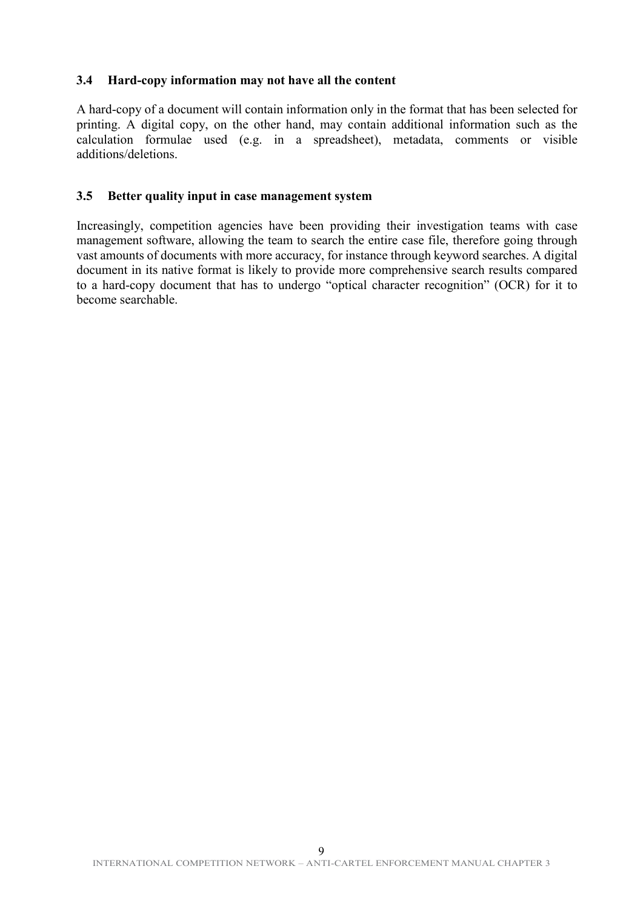### 3.4 Hard-copy information may not have all the content

A hard-copy of a document will contain information only in the format that has been selected for printing. A digital copy, on the other hand, may contain additional information such as the calculation formulae used (e.g. in a spreadsheet), metadata, comments or visible additions/deletions.

### 3.5 Better quality input in case management system

Increasingly, competition agencies have been providing their investigation teams with case management software, allowing the team to search the entire case file, therefore going through vast amounts of documents with more accuracy, for instance through keyword searches. A digital document in its native format is likely to provide more comprehensive search results compared to a hard-copy document that has to undergo "optical character recognition" (OCR) for it to become searchable.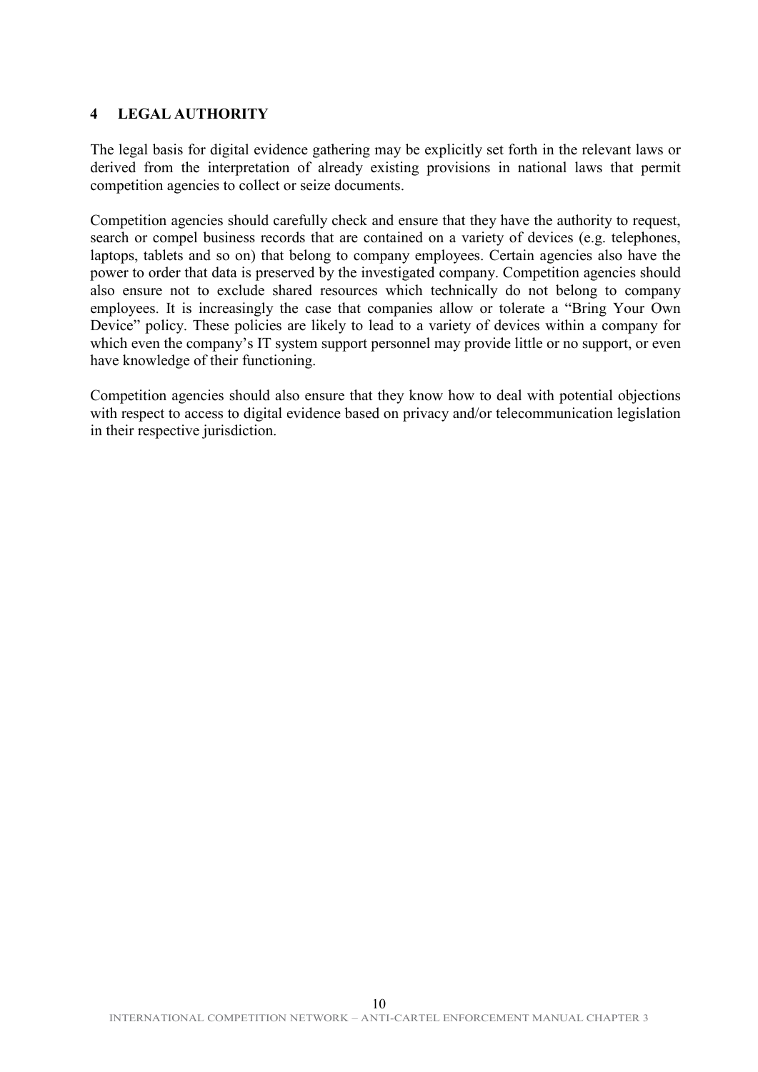## 4 LEGAL AUTHORITY

The legal basis for digital evidence gathering may be explicitly set forth in the relevant laws or derived from the interpretation of already existing provisions in national laws that permit competition agencies to collect or seize documents.

Competition agencies should carefully check and ensure that they have the authority to request, search or compel business records that are contained on a variety of devices (e.g. telephones, laptops, tablets and so on) that belong to company employees. Certain agencies also have the power to order that data is preserved by the investigated company. Competition agencies should also ensure not to exclude shared resources which technically do not belong to company employees. It is increasingly the case that companies allow or tolerate a "Bring Your Own Device" policy. These policies are likely to lead to a variety of devices within a company for which even the company's IT system support personnel may provide little or no support, or even have knowledge of their functioning.

Competition agencies should also ensure that they know how to deal with potential objections with respect to access to digital evidence based on privacy and/or telecommunication legislation in their respective jurisdiction.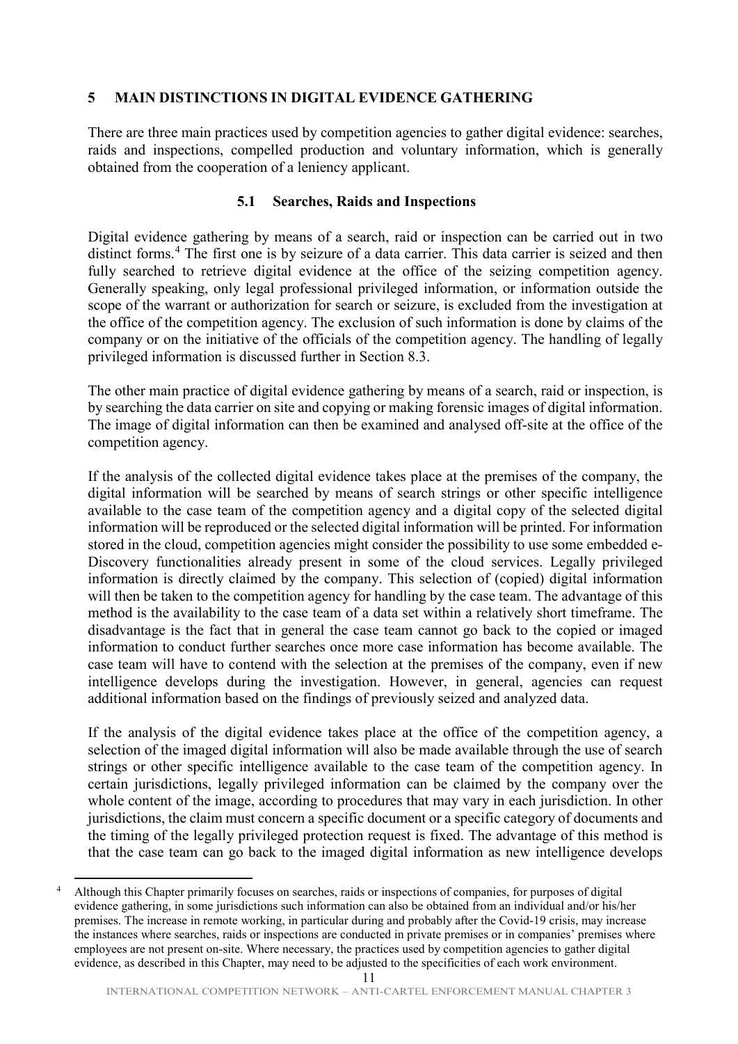## 5 MAIN DISTINCTIONS IN DIGITAL EVIDENCE GATHERING

There are three main practices used by competition agencies to gather digital evidence: searches, raids and inspections, compelled production and voluntary information, which is generally obtained from the cooperation of a leniency applicant.

### 5.1 Searches, Raids and Inspections

Digital evidence gathering by means of a search, raid or inspection can be carried out in two distinct forms.[4] The first one is by seizure of a data carrier. This data carrier is seized and then fully searched to retrieve digital evidence at the office of the seizing competition agency. Generally speaking, only legal professional privileged information, or information outside the scope of the warrant or authorization for search or seizure, is excluded from the investigation at the office of the competition agency. The exclusion of such information is done by claims of the company or on the initiative of the officials of the competition agency. The handling of legally privileged information is discussed further in Section 8.3.

The other main practice of digital evidence gathering by means of a search, raid or inspection, is by searching the data carrier on site and copying or making forensic images of digital information. The image of digital information can then be examined and analysed off-site at the office of the competition agency.

If the analysis of the collected digital evidence takes place at the premises of the company, the digital information will be searched by means of search strings or other specific intelligence available to the case team of the competition agency and a digital copy of the selected digital information will be reproduced or the selected digital information will be printed. For information stored in the cloud, competition agencies might consider the possibility to use some embedded e-Discovery functionalities already present in some of the cloud services. Legally privileged information is directly claimed by the company. This selection of (copied) digital information will then be taken to the competition agency for handling by the case team. The advantage of this method is the availability to the case team of a data set within a relatively short timeframe. The disadvantage is the fact that in general the case team cannot go back to the copied or imaged information to conduct further searches once more case information has become available. The case team will have to contend with the selection at the premises of the company, even if new intelligence develops during the investigation. However, in general, agencies can request additional information based on the findings of previously seized and analyzed data.

If the analysis of the digital evidence takes place at the office of the competition agency, a selection of the imaged digital information will also be made available through the use of search strings or other specific intelligence available to the case team of the competition agency. In certain jurisdictions, legally privileged information can be claimed by the company over the whole content of the image, according to procedures that may vary in each jurisdiction. In other jurisdictions, the claim must concern a specific document or a specific category of documents and the timing of the legally privileged protection request is fixed. The advantage of this method is that the case team can go back to the imaged digital information as new intelligence develops

[4] Although this Chapter primarily focuses on searches, raids or inspections of companies, for purposes of digital evidence gathering, in some jurisdictions such information can also be obtained from an individual and/or his/her premises. The increase in remote working, in particular during and probably after the Covid-19 crisis, may increase the instances where searches, raids or inspections are conducted in private premises or in companies' premises where employees are not present on-site. Where necessary, the practices used by competition agencies to gather digital evidence, as described in this Chapter, may need to be adjusted to the specificities of each work environment.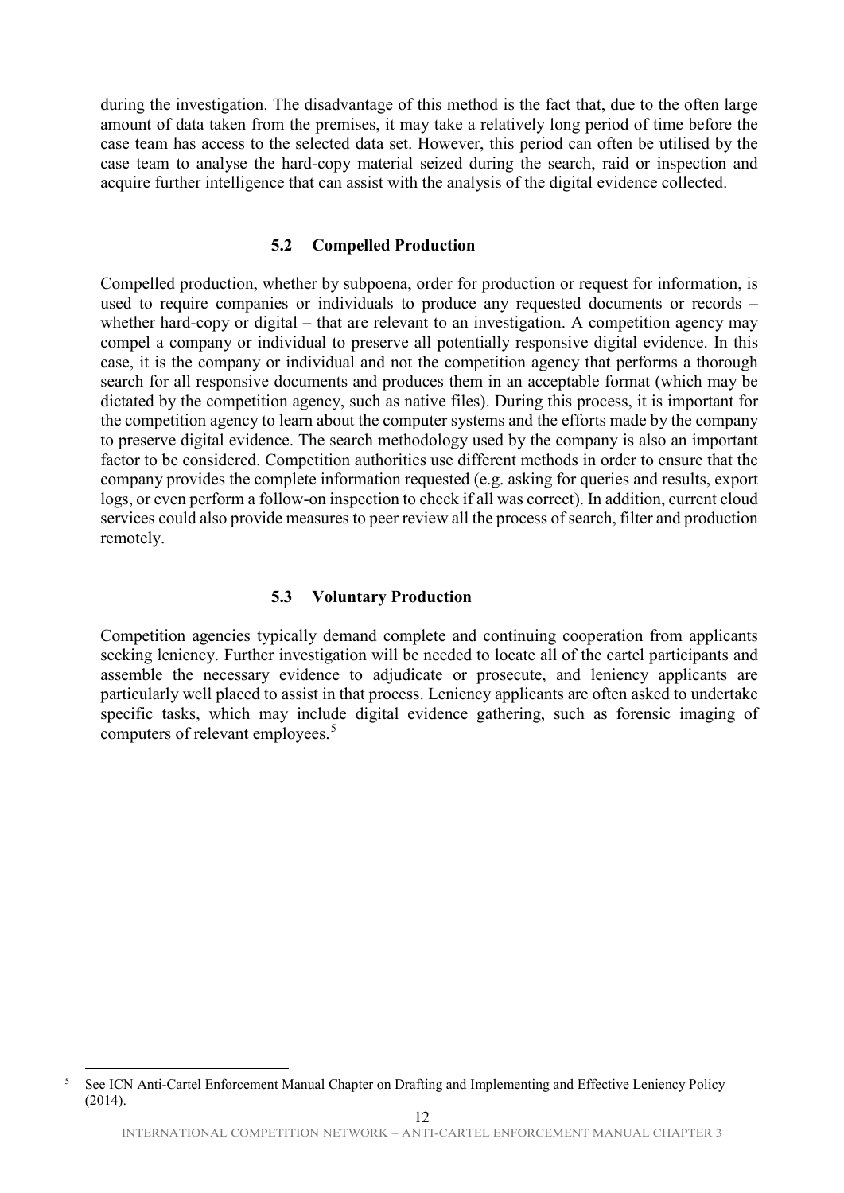during the investigation. The disadvantage of this method is the fact that, due to the often large amount of data taken from the premises, it may take a relatively long period of time before the case team has access to the selected data set. However, this period can often be utilised by the case team to analyse the hard-copy material seized during the search, raid or inspection and acquire further intelligence that can assist with the analysis of the digital evidence collected.

### 5.2 Compelled Production

Compelled production, whether by subpoena, order for production or request for information, is used to require companies or individuals to produce any requested documents or records – whether hard-copy or digital – that are relevant to an investigation. A competition agency may compel a company or individual to preserve all potentially responsive digital evidence. In this case, it is the company or individual and not the competition agency that performs a thorough search for all responsive documents and produces them in an acceptable format (which may be dictated by the competition agency, such as native files). During this process, it is important for the competition agency to learn about the computer systems and the efforts made by the company to preserve digital evidence. The search methodology used by the company is also an important factor to be considered. Competition authorities use different methods in order to ensure that the company provides the complete information requested (e.g. asking for queries and results, export logs, or even perform a follow-on inspection to check if all was correct). In addition, current cloud services could also provide measures to peer review all the process of search, filter and production remotely.

### 5.3 Voluntary Production

Competition agencies typically demand complete and continuing cooperation from applicants seeking leniency. Further investigation will be needed to locate all of the cartel participants and assemble the necessary evidence to adjudicate or prosecute, and leniency applicants are particularly well placed to assist in that process. Leniency applicants are often asked to undertake specific tasks, which may include digital evidence gathering, such as forensic imaging of computers of relevant employees.[5]

[5] See ICN Anti-Cartel Enforcement Manual Chapter on Drafting and Implementing and Effective Leniency Policy (2014).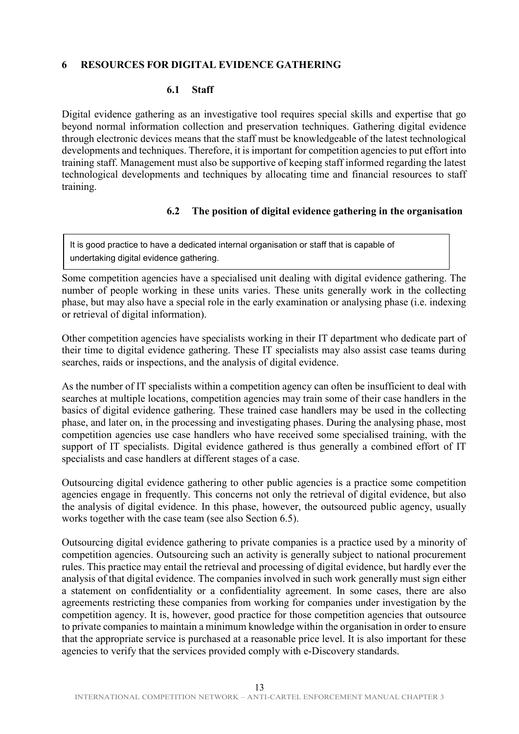## 6 RESOURCES FOR DIGITAL EVIDENCE GATHERING

### 6.1 Staff

Digital evidence gathering as an investigative tool requires special skills and expertise that go beyond normal information collection and preservation techniques. Gathering digital evidence through electronic devices means that the staff must be knowledgeable of the latest technological developments and techniques. Therefore, it is important for competition agencies to put effort into training staff. Management must also be supportive of keeping staff informed regarding the latest technological developments and techniques by allocating time and financial resources to staff training.

### 6.2 The position of digital evidence gathering in the organisation

> It is good practice to have a dedicated internal organisation or staff that is capable of undertaking digital evidence gathering.

Some competition agencies have a specialised unit dealing with digital evidence gathering. The number of people working in these units varies. These units generally work in the collecting phase, but may also have a special role in the early examination or analysing phase (i.e. indexing or retrieval of digital information).

Other competition agencies have specialists working in their IT department who dedicate part of their time to digital evidence gathering. These IT specialists may also assist case teams during searches, raids or inspections, and the analysis of digital evidence.

As the number of IT specialists within a competition agency can often be insufficient to deal with searches at multiple locations, competition agencies may train some of their case handlers in the basics of digital evidence gathering. These trained case handlers may be used in the collecting phase, and later on, in the processing and investigating phases. During the analysing phase, most competition agencies use case handlers who have received some specialised training, with the support of IT specialists. Digital evidence gathered is thus generally a combined effort of IT specialists and case handlers at different stages of a case.

Outsourcing digital evidence gathering to other public agencies is a practice some competition agencies engage in frequently. This concerns not only the retrieval of digital evidence, but also the analysis of digital evidence. In this phase, however, the outsourced public agency, usually works together with the case team (see also Section 6.5).

Outsourcing digital evidence gathering to private companies is a practice used by a minority of competition agencies. Outsourcing such an activity is generally subject to national procurement rules. This practice may entail the retrieval and processing of digital evidence, but hardly ever the analysis of that digital evidence. The companies involved in such work generally must sign either a statement on confidentiality or a confidentiality agreement. In some cases, there are also agreements restricting these companies from working for companies under investigation by the competition agency. It is, however, good practice for those competition agencies that outsource to private companies to maintain a minimum knowledge within the organisation in order to ensure that the appropriate service is purchased at a reasonable price level. It is also important for these agencies to verify that the services provided comply with e-Discovery standards.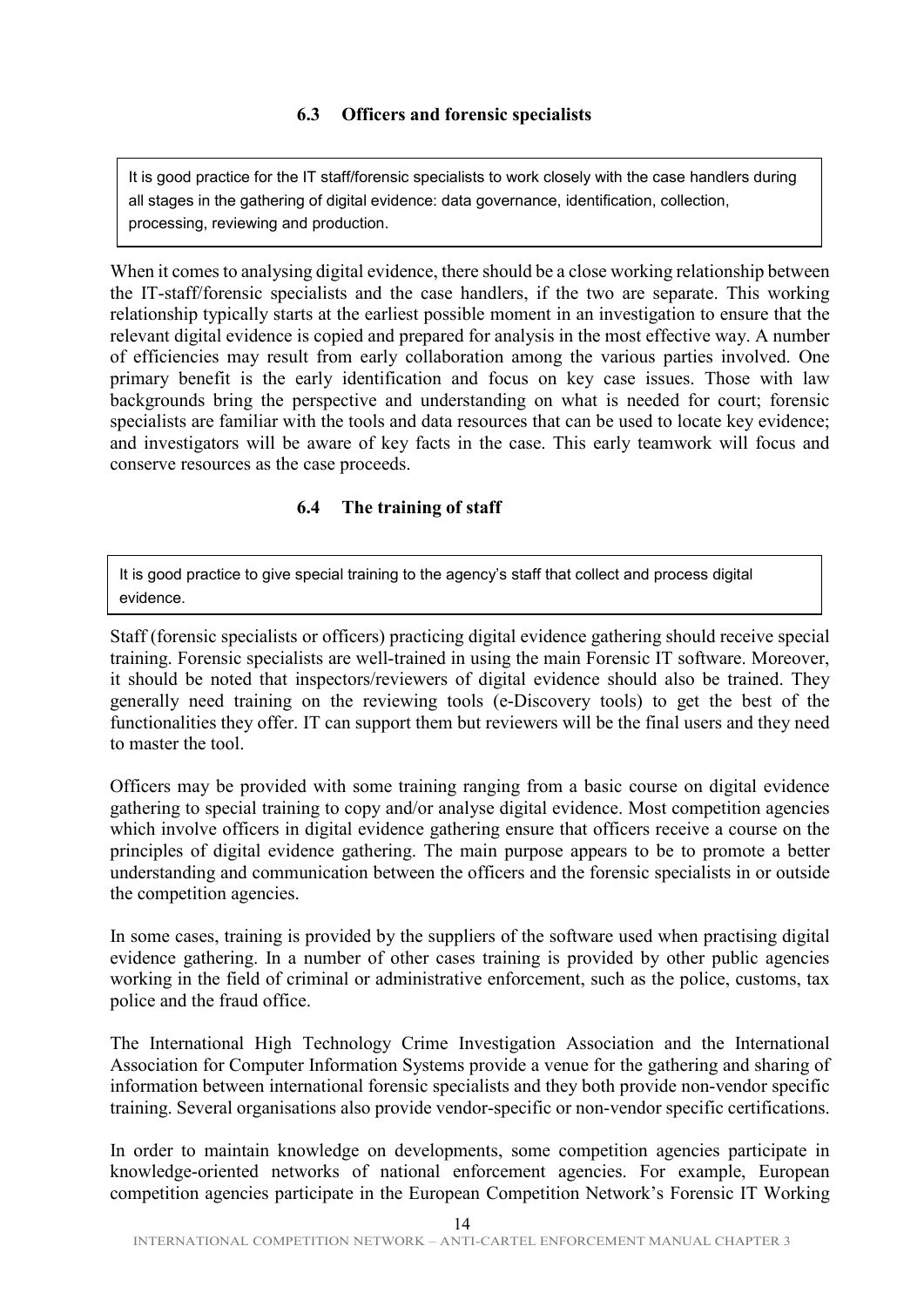### 6.3 Officers and forensic specialists

> It is good practice for the IT staff/forensic specialists to work closely with the case handlers during all stages in the gathering of digital evidence: data governance, identification, collection, processing, reviewing and production.

When it comes to analysing digital evidence, there should be a close working relationship between the IT-staff/forensic specialists and the case handlers, if the two are separate. This working relationship typically starts at the earliest possible moment in an investigation to ensure that the relevant digital evidence is copied and prepared for analysis in the most effective way. A number of efficiencies may result from early collaboration among the various parties involved. One primary benefit is the early identification and focus on key case issues. Those with law backgrounds bring the perspective and understanding on what is needed for court; forensic specialists are familiar with the tools and data resources that can be used to locate key evidence; and investigators will be aware of key facts in the case. This early teamwork will focus and conserve resources as the case proceeds.

### 6.4 The training of staff

> It is good practice to give special training to the agency's staff that collect and process digital evidence.

Staff (forensic specialists or officers) practicing digital evidence gathering should receive special training. Forensic specialists are well-trained in using the main Forensic IT software. Moreover, it should be noted that inspectors/reviewers of digital evidence should also be trained. They generally need training on the reviewing tools (e-Discovery tools) to get the best of the functionalities they offer. IT can support them but reviewers will be the final users and they need to master the tool.

Officers may be provided with some training ranging from a basic course on digital evidence gathering to special training to copy and/or analyse digital evidence. Most competition agencies which involve officers in digital evidence gathering ensure that officers receive a course on the principles of digital evidence gathering. The main purpose appears to be to promote a better understanding and communication between the officers and the forensic specialists in or outside the competition agencies.

In some cases, training is provided by the suppliers of the software used when practising digital evidence gathering. In a number of other cases training is provided by other public agencies working in the field of criminal or administrative enforcement, such as the police, customs, tax police and the fraud office.

The International High Technology Crime Investigation Association and the International Association for Computer Information Systems provide a venue for the gathering and sharing of information between international forensic specialists and they both provide non-vendor specific training. Several organisations also provide vendor-specific or non-vendor specific certifications.

In order to maintain knowledge on developments, some competition agencies participate in knowledge-oriented networks of national enforcement agencies. For example, European competition agencies participate in the European Competition Network's Forensic IT Working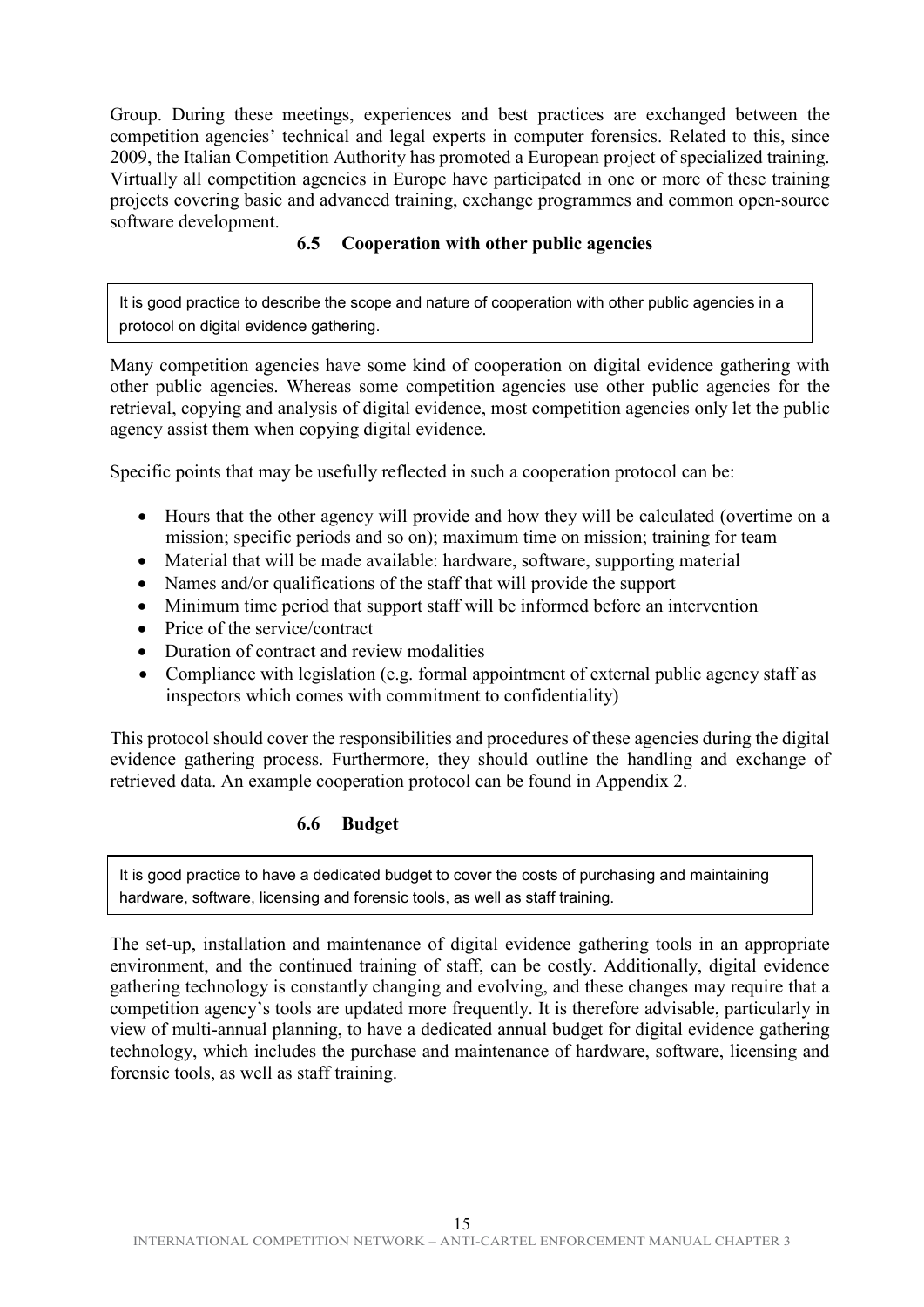Group. During these meetings, experiences and best practices are exchanged between the competition agencies' technical and legal experts in computer forensics. Related to this, since 2009, the Italian Competition Authority has promoted a European project of specialized training. Virtually all competition agencies in Europe have participated in one or more of these training projects covering basic and advanced training, exchange programmes and common open-source software development.

### 6.5 Cooperation with other public agencies

> It is good practice to describe the scope and nature of cooperation with other public agencies in a protocol on digital evidence gathering.

Many competition agencies have some kind of cooperation on digital evidence gathering with other public agencies. Whereas some competition agencies use other public agencies for the retrieval, copying and analysis of digital evidence, most competition agencies only let the public agency assist them when copying digital evidence.

Specific points that may be usefully reflected in such a cooperation protocol can be:

- Hours that the other agency will provide and how they will be calculated (overtime on a mission; specific periods and so on); maximum time on mission; training for team
- Material that will be made available: hardware, software, supporting material
- Names and/or qualifications of the staff that will provide the support
- Minimum time period that support staff will be informed before an intervention
- Price of the service/contract
- Duration of contract and review modalities
- Compliance with legislation (e.g. formal appointment of external public agency staff as inspectors which comes with commitment to confidentiality)

This protocol should cover the responsibilities and procedures of these agencies during the digital evidence gathering process. Furthermore, they should outline the handling and exchange of retrieved data. An example cooperation protocol can be found in Appendix 2.

### 6.6 Budget

> It is good practice to have a dedicated budget to cover the costs of purchasing and maintaining hardware, software, licensing and forensic tools, as well as staff training.

The set-up, installation and maintenance of digital evidence gathering tools in an appropriate environment, and the continued training of staff, can be costly. Additionally, digital evidence gathering technology is constantly changing and evolving, and these changes may require that a competition agency's tools are updated more frequently. It is therefore advisable, particularly in view of multi-annual planning, to have a dedicated annual budget for digital evidence gathering technology, which includes the purchase and maintenance of hardware, software, licensing and forensic tools, as well as staff training.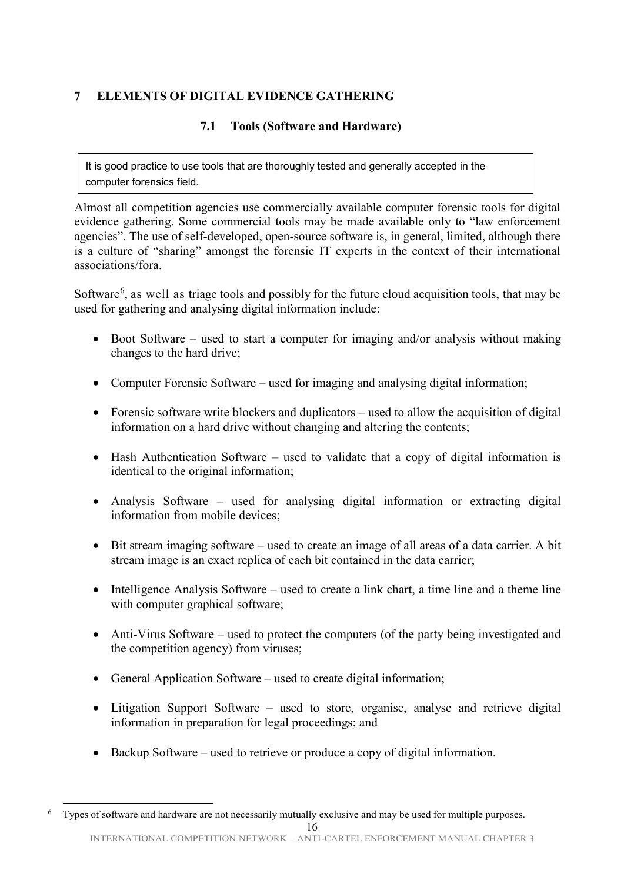## 7 ELEMENTS OF DIGITAL EVIDENCE GATHERING

### 7.1 Tools (Software and Hardware)

> It is good practice to use tools that are thoroughly tested and generally accepted in the computer forensics field.

Almost all competition agencies use commercially available computer forensic tools for digital evidence gathering. Some commercial tools may be made available only to "law enforcement agencies". The use of self-developed, open-source software is, in general, limited, although there is a culture of "sharing" amongst the forensic IT experts in the context of their international associations/fora.

Software[6], as well as triage tools and possibly for the future cloud acquisition tools, that may be used for gathering and analysing digital information include:

- Boot Software – used to start a computer for imaging and/or analysis without making changes to the hard drive;
- Computer Forensic Software – used for imaging and analysing digital information;
- Forensic software write blockers and duplicators – used to allow the acquisition of digital information on a hard drive without changing and altering the contents;
- Hash Authentication Software – used to validate that a copy of digital information is identical to the original information;
- Analysis Software – used for analysing digital information or extracting digital information from mobile devices;
- Bit stream imaging software – used to create an image of all areas of a data carrier. A bit stream image is an exact replica of each bit contained in the data carrier;
- Intelligence Analysis Software – used to create a link chart, a time line and a theme line with computer graphical software;
- Anti-Virus Software – used to protect the computers (of the party being investigated and the competition agency) from viruses;
- General Application Software – used to create digital information;
- Litigation Support Software – used to store, organise, analyse and retrieve digital information in preparation for legal proceedings; and
- Backup Software – used to retrieve or produce a copy of digital information.

---

[6] Types of software and hardware are not necessarily mutually exclusive and may be used for multiple purposes.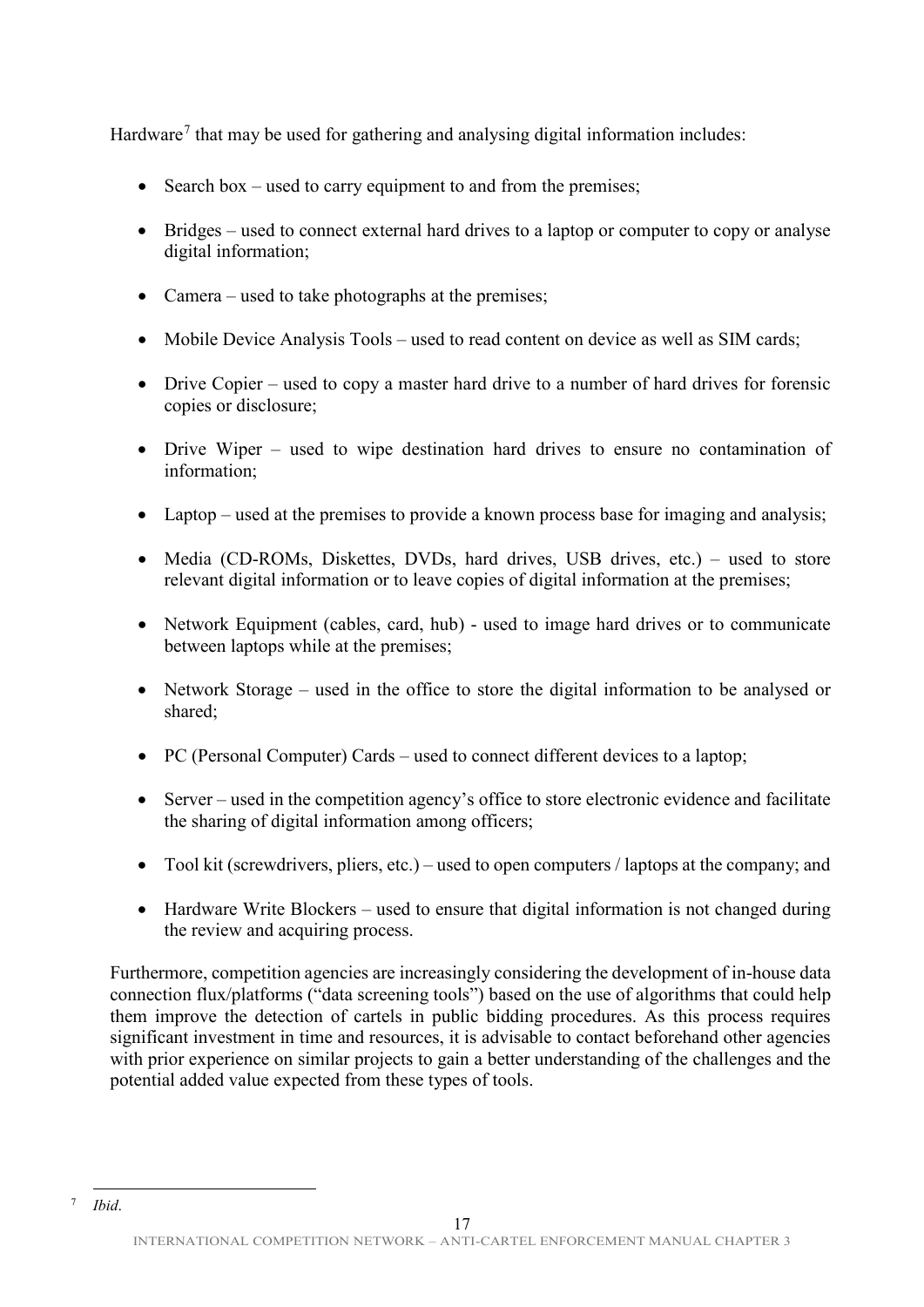Hardware[7] that may be used for gathering and analysing digital information includes:

- Search box – used to carry equipment to and from the premises;
- Bridges – used to connect external hard drives to a laptop or computer to copy or analyse digital information;
- Camera – used to take photographs at the premises;
- Mobile Device Analysis Tools – used to read content on device as well as SIM cards;
- Drive Copier – used to copy a master hard drive to a number of hard drives for forensic copies or disclosure;
- Drive Wiper – used to wipe destination hard drives to ensure no contamination of information;
- Laptop – used at the premises to provide a known process base for imaging and analysis;
- Media (CD-ROMs, Diskettes, DVDs, hard drives, USB drives, etc.) – used to store relevant digital information or to leave copies of digital information at the premises;
- Network Equipment (cables, card, hub) - used to image hard drives or to communicate between laptops while at the premises;
- Network Storage – used in the office to store the digital information to be analysed or shared;
- PC (Personal Computer) Cards – used to connect different devices to a laptop;
- Server – used in the competition agency's office to store electronic evidence and facilitate the sharing of digital information among officers;
- Tool kit (screwdrivers, pliers, etc.) – used to open computers / laptops at the company; and
- Hardware Write Blockers – used to ensure that digital information is not changed during the review and acquiring process.

Furthermore, competition agencies are increasingly considering the development of in-house data connection flux/platforms ("data screening tools") based on the use of algorithms that could help them improve the detection of cartels in public bidding procedures. As this process requires significant investment in time and resources, it is advisable to contact beforehand other agencies with prior experience on similar projects to gain a better understanding of the challenges and the potential added value expected from these types of tools.

[7] *Ibid*.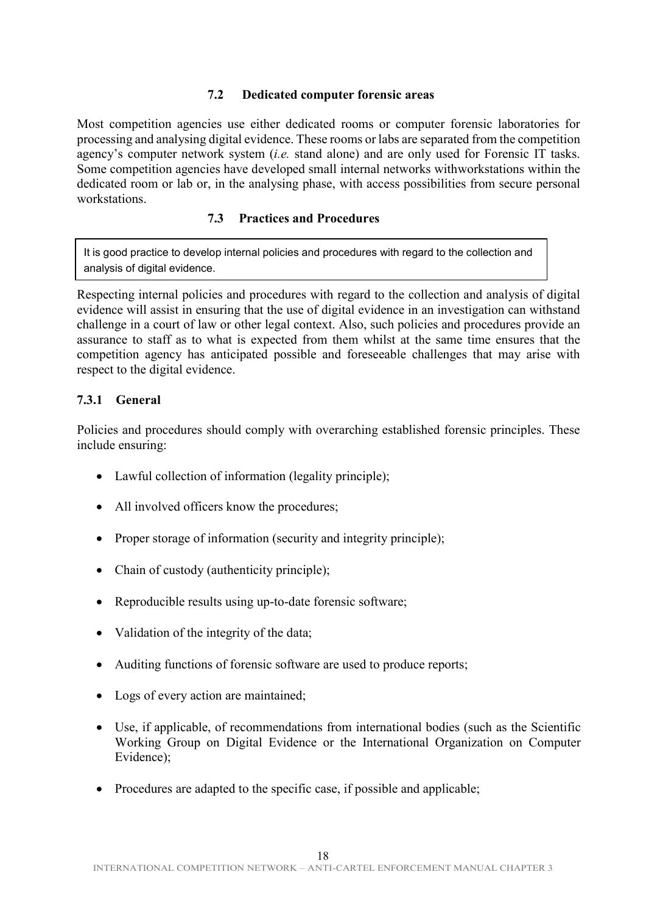### 7.2 Dedicated computer forensic areas

Most competition agencies use either dedicated rooms or computer forensic laboratories for processing and analysing digital evidence. These rooms or labs are separated from the competition agency's computer network system (*i.e.* stand alone) and are only used for Forensic IT tasks. Some competition agencies have developed small internal networks withworkstations within the dedicated room or lab or, in the analysing phase, with access possibilities from secure personal workstations.

### 7.3 Practices and Procedures

> It is good practice to develop internal policies and procedures with regard to the collection and analysis of digital evidence.

Respecting internal policies and procedures with regard to the collection and analysis of digital evidence will assist in ensuring that the use of digital evidence in an investigation can withstand challenge in a court of law or other legal context. Also, such policies and procedures provide an assurance to staff as to what is expected from them whilst at the same time ensures that the competition agency has anticipated possible and foreseeable challenges that may arise with respect to the digital evidence.

#### 7.3.1 General

Policies and procedures should comply with overarching established forensic principles. These include ensuring:

- Lawful collection of information (legality principle);
- All involved officers know the procedures;
- Proper storage of information (security and integrity principle);
- Chain of custody (authenticity principle);
- Reproducible results using up-to-date forensic software;
- Validation of the integrity of the data;
- Auditing functions of forensic software are used to produce reports;
- Logs of every action are maintained;
- Use, if applicable, of recommendations from international bodies (such as the Scientific Working Group on Digital Evidence or the International Organization on Computer Evidence);
- Procedures are adapted to the specific case, if possible and applicable;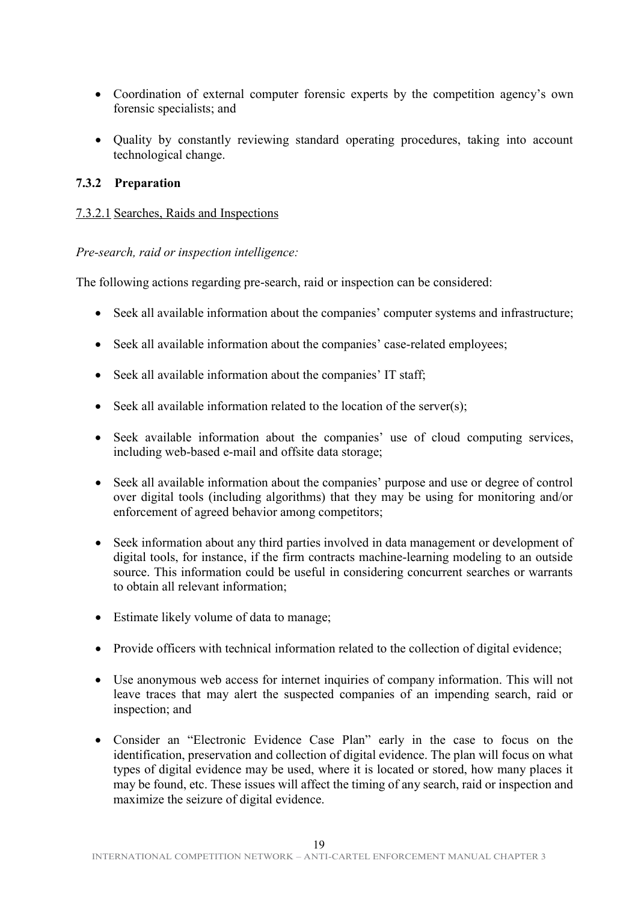- Coordination of external computer forensic experts by the competition agency's own forensic specialists; and
- Quality by constantly reviewing standard operating procedures, taking into account technological change.

### 7.3.2 Preparation

#### 7.3.2.1 Searches, Raids and Inspections

*Pre-search, raid or inspection intelligence:*

The following actions regarding pre-search, raid or inspection can be considered:

- Seek all available information about the companies' computer systems and infrastructure;
- Seek all available information about the companies' case-related employees;
- Seek all available information about the companies' IT staff;
- Seek all available information related to the location of the server(s);
- Seek available information about the companies' use of cloud computing services, including web-based e-mail and offsite data storage;
- Seek all available information about the companies' purpose and use or degree of control over digital tools (including algorithms) that they may be using for monitoring and/or enforcement of agreed behavior among competitors;
- Seek information about any third parties involved in data management or development of digital tools, for instance, if the firm contracts machine-learning modeling to an outside source. This information could be useful in considering concurrent searches or warrants to obtain all relevant information;
- Estimate likely volume of data to manage;
- Provide officers with technical information related to the collection of digital evidence;
- Use anonymous web access for internet inquiries of company information. This will not leave traces that may alert the suspected companies of an impending search, raid or inspection; and
- Consider an "Electronic Evidence Case Plan" early in the case to focus on the identification, preservation and collection of digital evidence. The plan will focus on what types of digital evidence may be used, where it is located or stored, how many places it may be found, etc. These issues will affect the timing of any search, raid or inspection and maximize the seizure of digital evidence.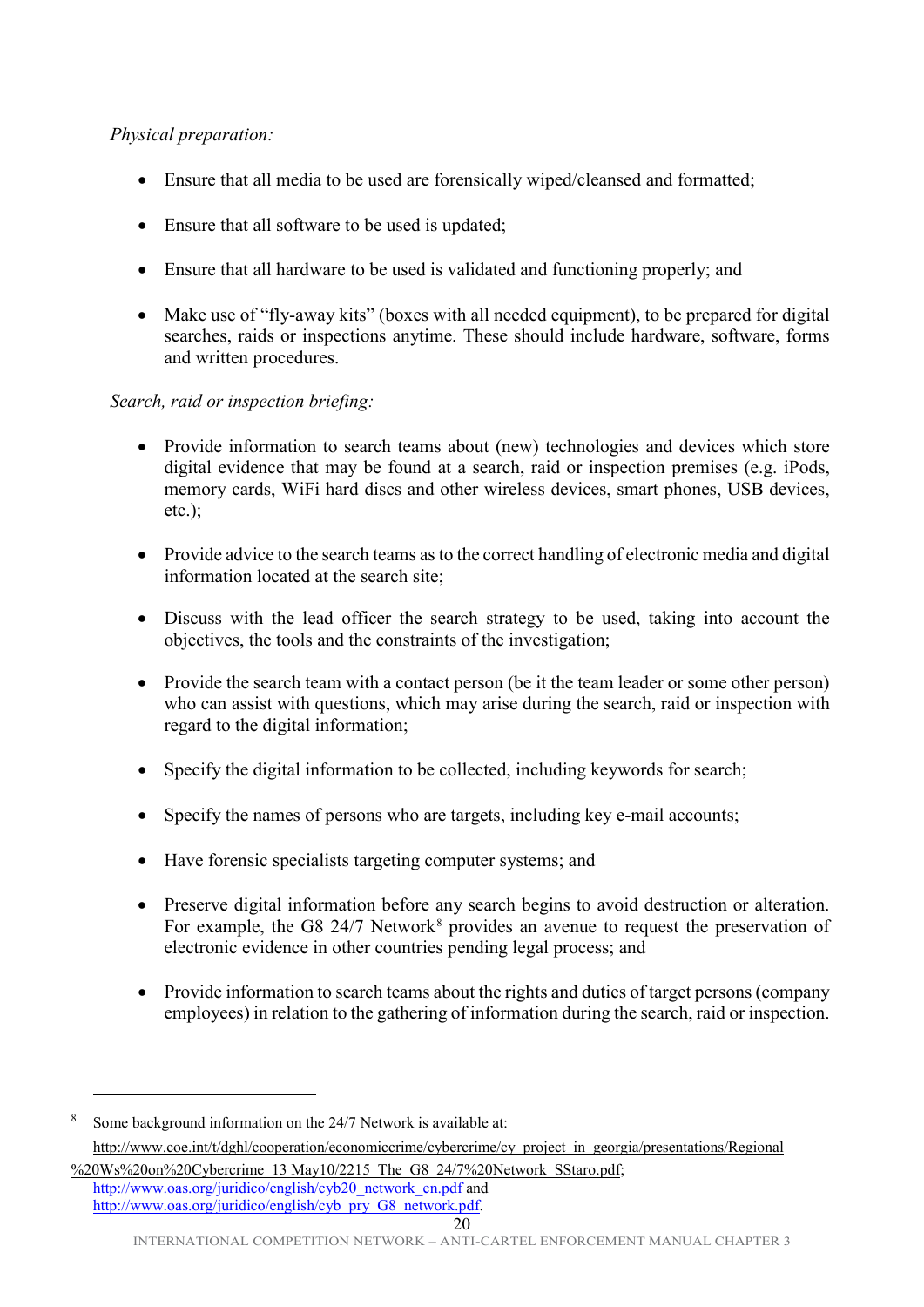*Physical preparation:*

- Ensure that all media to be used are forensically wiped/cleansed and formatted;
- Ensure that all software to be used is updated;
- Ensure that all hardware to be used is validated and functioning properly; and
- Make use of "fly-away kits" (boxes with all needed equipment), to be prepared for digital searches, raids or inspections anytime. These should include hardware, software, forms and written procedures.

*Search, raid or inspection briefing:*

- Provide information to search teams about (new) technologies and devices which store digital evidence that may be found at a search, raid or inspection premises (e.g. iPods, memory cards, WiFi hard discs and other wireless devices, smart phones, USB devices, etc.);
- Provide advice to the search teams as to the correct handling of electronic media and digital information located at the search site;
- Discuss with the lead officer the search strategy to be used, taking into account the objectives, the tools and the constraints of the investigation;
- Provide the search team with a contact person (be it the team leader or some other person) who can assist with questions, which may arise during the search, raid or inspection with regard to the digital information;
- Specify the digital information to be collected, including keywords for search;
- Specify the names of persons who are targets, including key e-mail accounts;
- Have forensic specialists targeting computer systems; and
- Preserve digital information before any search begins to avoid destruction or alteration. For example, the G8 24/7 Network[8] provides an avenue to request the preservation of electronic evidence in other countries pending legal process; and
- Provide information to search teams about the rights and duties of target persons (company employees) in relation to the gathering of information during the search, raid or inspection.

---

[8] Some background information on the 24/7 Network is available at: http://www.coe.int/t/dghl/cooperation/economiccrime/cybercrime/cy_project_in_georgia/presentations/Regional%20Ws%20on%20Cybercrime_13_May10/2215_The_G8_24/7%20Network_SStaro.pdf; http://www.oas.org/juridico/english/cyb20_network_en.pdf and http://www.oas.org/juridico/english/cyb_pry_G8_network.pdf.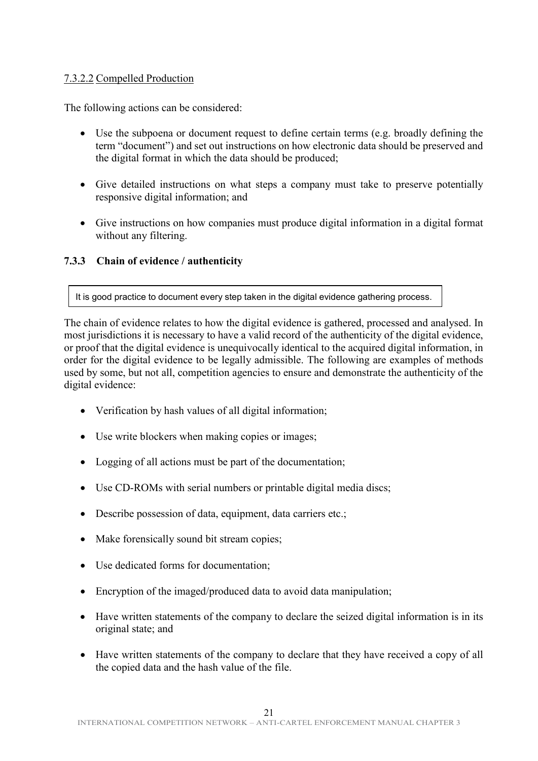#### 7.3.2.2 Compelled Production

The following actions can be considered:

- Use the subpoena or document request to define certain terms (e.g. broadly defining the term "document") and set out instructions on how electronic data should be preserved and the digital format in which the data should be produced;
- Give detailed instructions on what steps a company must take to preserve potentially responsive digital information; and
- Give instructions on how companies must produce digital information in a digital format without any filtering.

### 7.3.3 Chain of evidence / authenticity

> It is good practice to document every step taken in the digital evidence gathering process.

The chain of evidence relates to how the digital evidence is gathered, processed and analysed. In most jurisdictions it is necessary to have a valid record of the authenticity of the digital evidence, or proof that the digital evidence is unequivocally identical to the acquired digital information, in order for the digital evidence to be legally admissible. The following are examples of methods used by some, but not all, competition agencies to ensure and demonstrate the authenticity of the digital evidence:

- Verification by hash values of all digital information;
- Use write blockers when making copies or images;
- Logging of all actions must be part of the documentation;
- Use CD-ROMs with serial numbers or printable digital media discs;
- Describe possession of data, equipment, data carriers etc.;
- Make forensically sound bit stream copies;
- Use dedicated forms for documentation;
- Encryption of the imaged/produced data to avoid data manipulation;
- Have written statements of the company to declare the seized digital information is in its original state; and
- Have written statements of the company to declare that they have received a copy of all the copied data and the hash value of the file.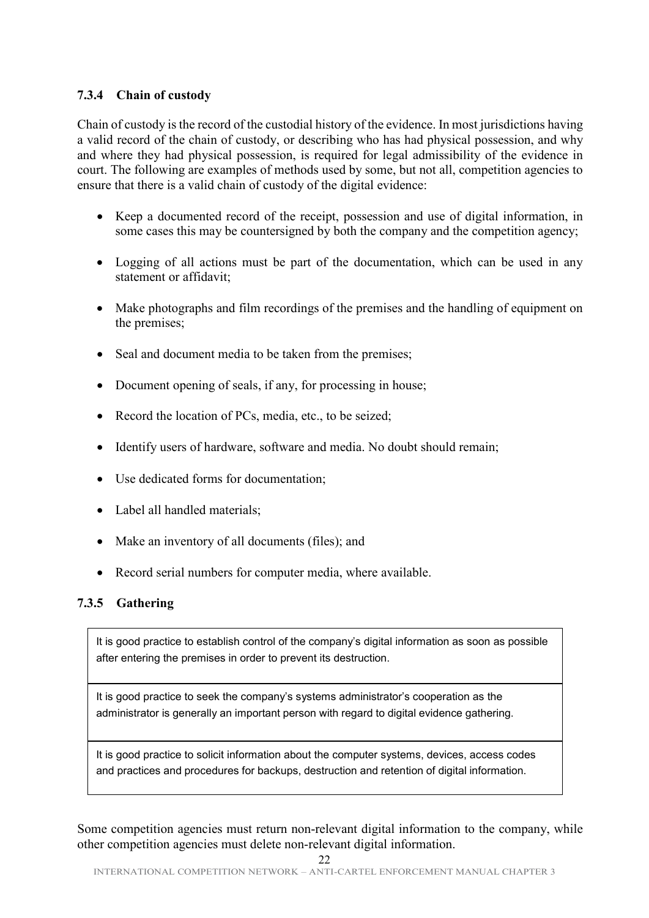### 7.3.4 Chain of custody

Chain of custody is the record of the custodial history of the evidence. In most jurisdictions having a valid record of the chain of custody, or describing who has had physical possession, and why and where they had physical possession, is required for legal admissibility of the evidence in court. The following are examples of methods used by some, but not all, competition agencies to ensure that there is a valid chain of custody of the digital evidence:

- Keep a documented record of the receipt, possession and use of digital information, in some cases this may be countersigned by both the company and the competition agency;
- Logging of all actions must be part of the documentation, which can be used in any statement or affidavit;
- Make photographs and film recordings of the premises and the handling of equipment on the premises;
- Seal and document media to be taken from the premises;
- Document opening of seals, if any, for processing in house;
- Record the location of PCs, media, etc., to be seized;
- Identify users of hardware, software and media. No doubt should remain;
- Use dedicated forms for documentation;
- Label all handled materials;
- Make an inventory of all documents (files); and
- Record serial numbers for computer media, where available.

### 7.3.5 Gathering

| It is good practice to establish control of the company's digital information as soon as possible after entering the premises in order to prevent its destruction. |
|---|
| It is good practice to seek the company's systems administrator's cooperation as the administrator is generally an important person with regard to digital evidence gathering. |
| It is good practice to solicit information about the computer systems, devices, access codes and practices and procedures for backups, destruction and retention of digital information. |

Some competition agencies must return non-relevant digital information to the company, while other competition agencies must delete non-relevant digital information.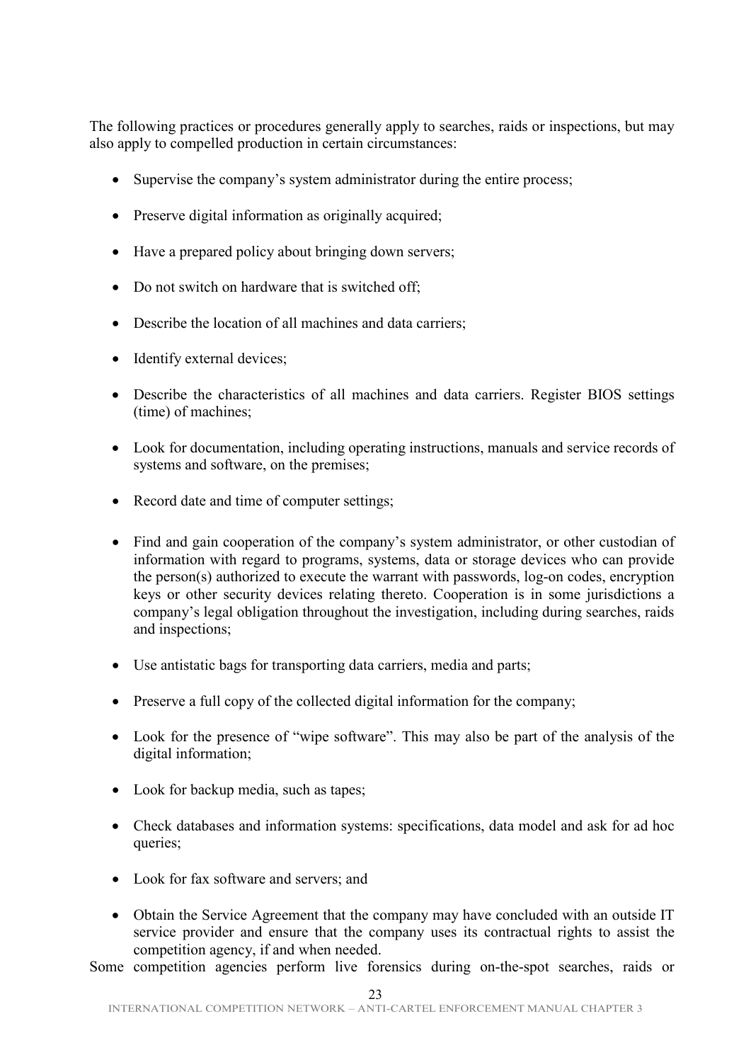The following practices or procedures generally apply to searches, raids or inspections, but may also apply to compelled production in certain circumstances:

- Supervise the company's system administrator during the entire process;
- Preserve digital information as originally acquired;
- Have a prepared policy about bringing down servers;
- Do not switch on hardware that is switched off;
- Describe the location of all machines and data carriers;
- Identify external devices;
- Describe the characteristics of all machines and data carriers. Register BIOS settings (time) of machines;
- Look for documentation, including operating instructions, manuals and service records of systems and software, on the premises;
- Record date and time of computer settings;
- Find and gain cooperation of the company's system administrator, or other custodian of information with regard to programs, systems, data or storage devices who can provide the person(s) authorized to execute the warrant with passwords, log-on codes, encryption keys or other security devices relating thereto. Cooperation is in some jurisdictions a company's legal obligation throughout the investigation, including during searches, raids and inspections;
- Use antistatic bags for transporting data carriers, media and parts;
- Preserve a full copy of the collected digital information for the company;
- Look for the presence of "wipe software". This may also be part of the analysis of the digital information;
- Look for backup media, such as tapes;
- Check databases and information systems: specifications, data model and ask for ad hoc queries;
- Look for fax software and servers; and
- Obtain the Service Agreement that the company may have concluded with an outside IT service provider and ensure that the company uses its contractual rights to assist the competition agency, if and when needed.

Some competition agencies perform live forensics during on-the-spot searches, raids or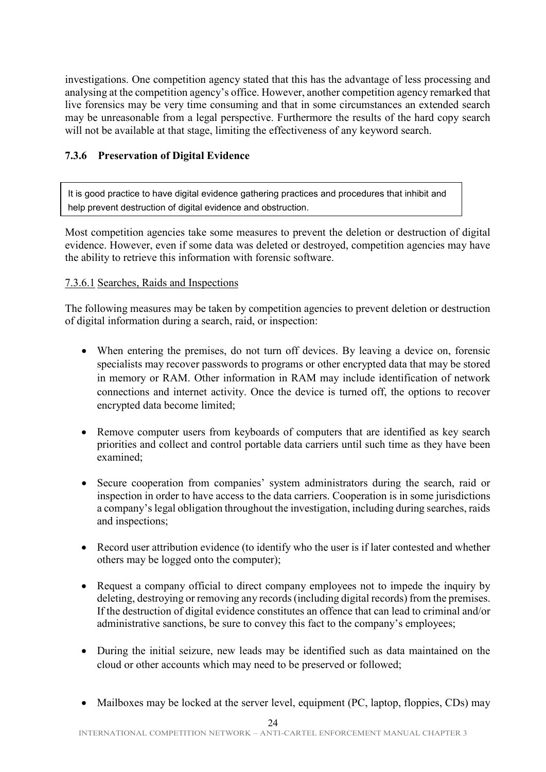investigations. One competition agency stated that this has the advantage of less processing and analysing at the competition agency's office. However, another competition agency remarked that live forensics may be very time consuming and that in some circumstances an extended search may be unreasonable from a legal perspective. Furthermore the results of the hard copy search will not be available at that stage, limiting the effectiveness of any keyword search.

### 7.3.6 Preservation of Digital Evidence

> It is good practice to have digital evidence gathering practices and procedures that inhibit and help prevent destruction of digital evidence and obstruction.

Most competition agencies take some measures to prevent the deletion or destruction of digital evidence. However, even if some data was deleted or destroyed, competition agencies may have the ability to retrieve this information with forensic software.

#### 7.3.6.1 Searches, Raids and Inspections

The following measures may be taken by competition agencies to prevent deletion or destruction of digital information during a search, raid, or inspection:

- When entering the premises, do not turn off devices. By leaving a device on, forensic specialists may recover passwords to programs or other encrypted data that may be stored in memory or RAM. Other information in RAM may include identification of network connections and internet activity. Once the device is turned off, the options to recover encrypted data become limited;
- Remove computer users from keyboards of computers that are identified as key search priorities and collect and control portable data carriers until such time as they have been examined;
- Secure cooperation from companies' system administrators during the search, raid or inspection in order to have access to the data carriers. Cooperation is in some jurisdictions a company's legal obligation throughout the investigation, including during searches, raids and inspections;
- Record user attribution evidence (to identify who the user is if later contested and whether others may be logged onto the computer);
- Request a company official to direct company employees not to impede the inquiry by deleting, destroying or removing any records (including digital records) from the premises. If the destruction of digital evidence constitutes an offence that can lead to criminal and/or administrative sanctions, be sure to convey this fact to the company's employees;
- During the initial seizure, new leads may be identified such as data maintained on the cloud or other accounts which may need to be preserved or followed;
- Mailboxes may be locked at the server level, equipment (PC, laptop, floppies, CDs) may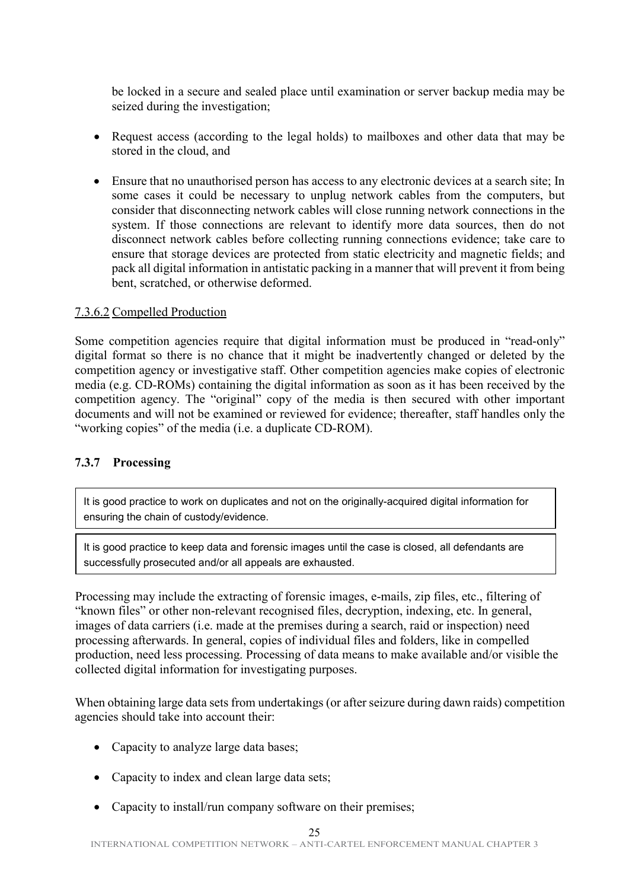be locked in a secure and sealed place until examination or server backup media may be seized during the investigation;

- Request access (according to the legal holds) to mailboxes and other data that may be stored in the cloud, and
- Ensure that no unauthorised person has access to any electronic devices at a search site; In some cases it could be necessary to unplug network cables from the computers, but consider that disconnecting network cables will close running network connections in the system. If those connections are relevant to identify more data sources, then do not disconnect network cables before collecting running connections evidence; take care to ensure that storage devices are protected from static electricity and magnetic fields; and pack all digital information in antistatic packing in a manner that will prevent it from being bent, scratched, or otherwise deformed.

7.3.6.2 Compelled Production

Some competition agencies require that digital information must be produced in "read-only" digital format so there is no chance that it might be inadvertently changed or deleted by the competition agency or investigative staff. Other competition agencies make copies of electronic media (e.g. CD-ROMs) containing the digital information as soon as it has been received by the competition agency. The "original" copy of the media is then secured with other important documents and will not be examined or reviewed for evidence; thereafter, staff handles only the "working copies" of the media (i.e. a duplicate CD-ROM).

### 7.3.7 Processing

> It is good practice to work on duplicates and not on the originally-acquired digital information for ensuring the chain of custody/evidence.

> It is good practice to keep data and forensic images until the case is closed, all defendants are successfully prosecuted and/or all appeals are exhausted.

Processing may include the extracting of forensic images, e-mails, zip files, etc., filtering of "known files" or other non-relevant recognised files, decryption, indexing, etc. In general, images of data carriers (i.e. made at the premises during a search, raid or inspection) need processing afterwards. In general, copies of individual files and folders, like in compelled production, need less processing. Processing of data means to make available and/or visible the collected digital information for investigating purposes.

When obtaining large data sets from undertakings (or after seizure during dawn raids) competition agencies should take into account their:

- Capacity to analyze large data bases;
- Capacity to index and clean large data sets;
- Capacity to install/run company software on their premises;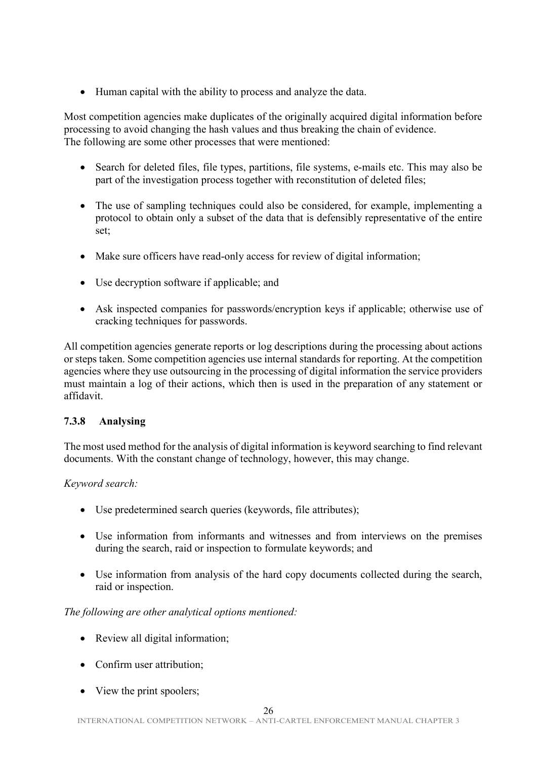- Human capital with the ability to process and analyze the data.

Most competition agencies make duplicates of the originally acquired digital information before processing to avoid changing the hash values and thus breaking the chain of evidence.
The following are some other processes that were mentioned:

- Search for deleted files, file types, partitions, file systems, e-mails etc. This may also be part of the investigation process together with reconstitution of deleted files;

- The use of sampling techniques could also be considered, for example, implementing a protocol to obtain only a subset of the data that is defensibly representative of the entire set;

- Make sure officers have read-only access for review of digital information;

- Use decryption software if applicable; and

- Ask inspected companies for passwords/encryption keys if applicable; otherwise use of cracking techniques for passwords.

All competition agencies generate reports or log descriptions during the processing about actions or steps taken. Some competition agencies use internal standards for reporting. At the competition agencies where they use outsourcing in the processing of digital information the service providers must maintain a log of their actions, which then is used in the preparation of any statement or affidavit.

### 7.3.8 Analysing

The most used method for the analysis of digital information is keyword searching to find relevant documents. With the constant change of technology, however, this may change.

*Keyword search:*

- Use predetermined search queries (keywords, file attributes);

- Use information from informants and witnesses and from interviews on the premises during the search, raid or inspection to formulate keywords; and

- Use information from analysis of the hard copy documents collected during the search, raid or inspection.

*The following are other analytical options mentioned:*

- Review all digital information;

- Confirm user attribution;

- View the print spoolers;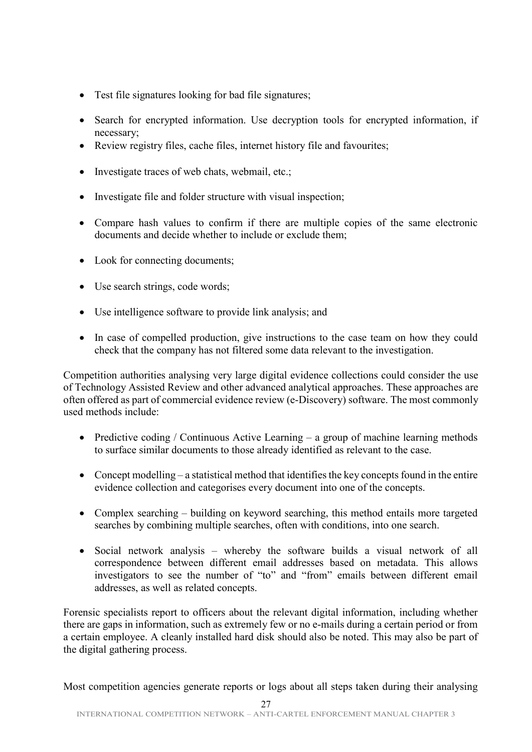- Test file signatures looking for bad file signatures;
- Search for encrypted information. Use decryption tools for encrypted information, if necessary;
- Review registry files, cache files, internet history file and favourites;
- Investigate traces of web chats, webmail, etc.;
- Investigate file and folder structure with visual inspection;
- Compare hash values to confirm if there are multiple copies of the same electronic documents and decide whether to include or exclude them;
- Look for connecting documents;
- Use search strings, code words;
- Use intelligence software to provide link analysis; and
- In case of compelled production, give instructions to the case team on how they could check that the company has not filtered some data relevant to the investigation.

Competition authorities analysing very large digital evidence collections could consider the use of Technology Assisted Review and other advanced analytical approaches. These approaches are often offered as part of commercial evidence review (e-Discovery) software. The most commonly used methods include:

- Predictive coding / Continuous Active Learning – a group of machine learning methods to surface similar documents to those already identified as relevant to the case.
- Concept modelling – a statistical method that identifies the key concepts found in the entire evidence collection and categorises every document into one of the concepts.
- Complex searching – building on keyword searching, this method entails more targeted searches by combining multiple searches, often with conditions, into one search.
- Social network analysis – whereby the software builds a visual network of all correspondence between different email addresses based on metadata. This allows investigators to see the number of "to" and "from" emails between different email addresses, as well as related concepts.

Forensic specialists report to officers about the relevant digital information, including whether there are gaps in information, such as extremely few or no e-mails during a certain period or from a certain employee. A cleanly installed hard disk should also be noted. This may also be part of the digital gathering process.

Most competition agencies generate reports or logs about all steps taken during their analysing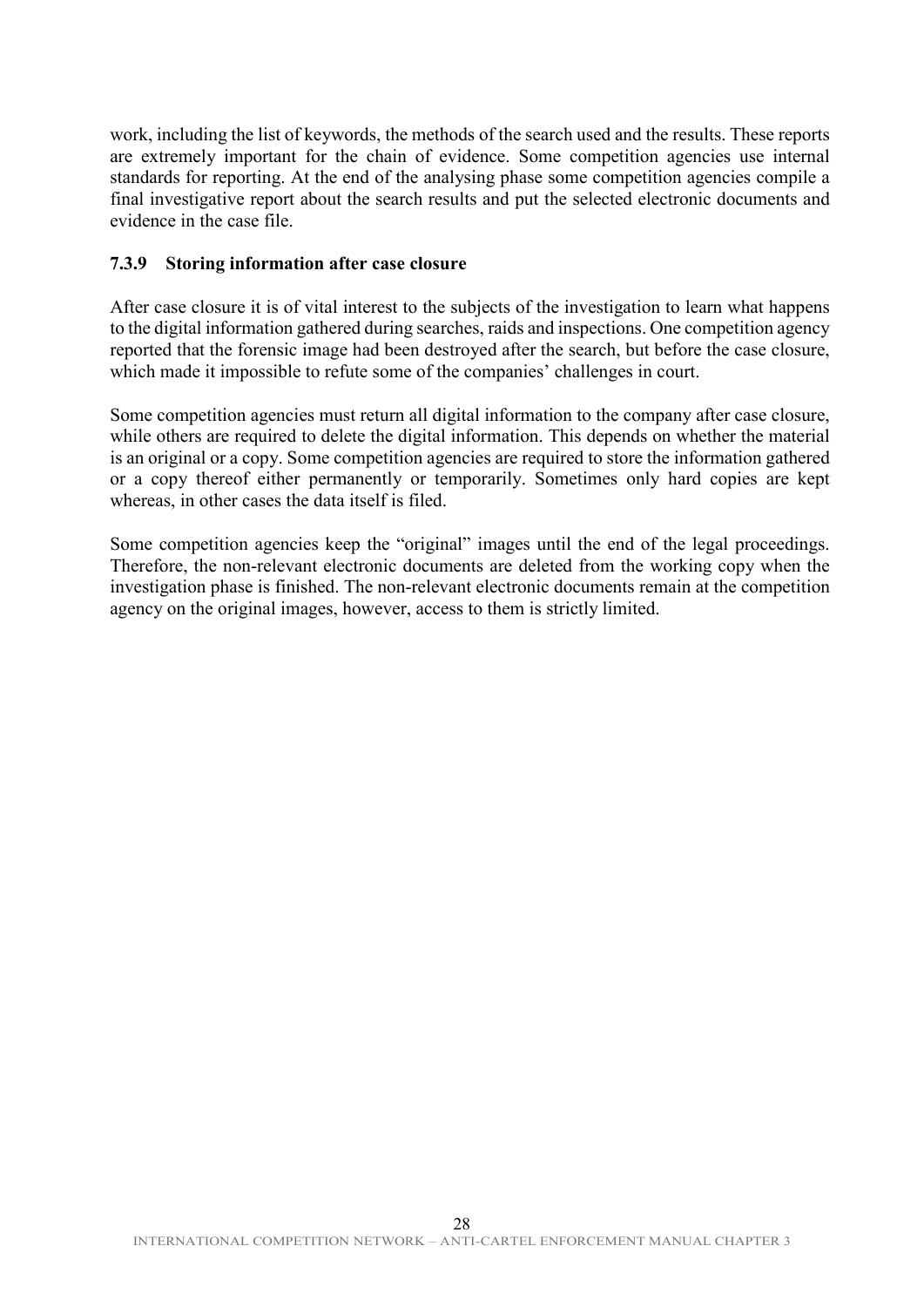work, including the list of keywords, the methods of the search used and the results. These reports are extremely important for the chain of evidence. Some competition agencies use internal standards for reporting. At the end of the analysing phase some competition agencies compile a final investigative report about the search results and put the selected electronic documents and evidence in the case file.

#### 7.3.9 Storing information after case closure

After case closure it is of vital interest to the subjects of the investigation to learn what happens to the digital information gathered during searches, raids and inspections. One competition agency reported that the forensic image had been destroyed after the search, but before the case closure, which made it impossible to refute some of the companies' challenges in court.

Some competition agencies must return all digital information to the company after case closure, while others are required to delete the digital information. This depends on whether the material is an original or a copy. Some competition agencies are required to store the information gathered or a copy thereof either permanently or temporarily. Sometimes only hard copies are kept whereas, in other cases the data itself is filed.

Some competition agencies keep the "original" images until the end of the legal proceedings. Therefore, the non-relevant electronic documents are deleted from the working copy when the investigation phase is finished. The non-relevant electronic documents remain at the competition agency on the original images, however, access to them is strictly limited.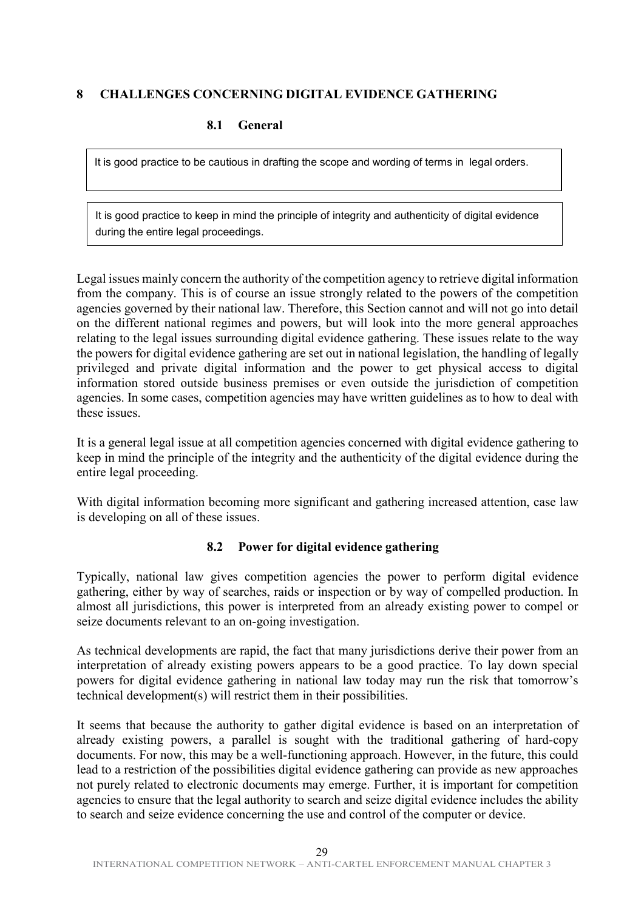## 8 CHALLENGES CONCERNING DIGITAL EVIDENCE GATHERING

### 8.1 General

> It is good practice to be cautious in drafting the scope and wording of terms in legal orders.

> It is good practice to keep in mind the principle of integrity and authenticity of digital evidence during the entire legal proceedings.

Legal issues mainly concern the authority of the competition agency to retrieve digital information from the company. This is of course an issue strongly related to the powers of the competition agencies governed by their national law. Therefore, this Section cannot and will not go into detail on the different national regimes and powers, but will look into the more general approaches relating to the legal issues surrounding digital evidence gathering. These issues relate to the way the powers for digital evidence gathering are set out in national legislation, the handling of legally privileged and private digital information and the power to get physical access to digital information stored outside business premises or even outside the jurisdiction of competition agencies. In some cases, competition agencies may have written guidelines as to how to deal with these issues.

It is a general legal issue at all competition agencies concerned with digital evidence gathering to keep in mind the principle of the integrity and the authenticity of the digital evidence during the entire legal proceeding.

With digital information becoming more significant and gathering increased attention, case law is developing on all of these issues.

### 8.2 Power for digital evidence gathering

Typically, national law gives competition agencies the power to perform digital evidence gathering, either by way of searches, raids or inspection or by way of compelled production. In almost all jurisdictions, this power is interpreted from an already existing power to compel or seize documents relevant to an on-going investigation.

As technical developments are rapid, the fact that many jurisdictions derive their power from an interpretation of already existing powers appears to be a good practice. To lay down special powers for digital evidence gathering in national law today may run the risk that tomorrow's technical development(s) will restrict them in their possibilities.

It seems that because the authority to gather digital evidence is based on an interpretation of already existing powers, a parallel is sought with the traditional gathering of hard-copy documents. For now, this may be a well-functioning approach. However, in the future, this could lead to a restriction of the possibilities digital evidence gathering can provide as new approaches not purely related to electronic documents may emerge. Further, it is important for competition agencies to ensure that the legal authority to search and seize digital evidence includes the ability to search and seize evidence concerning the use and control of the computer or device.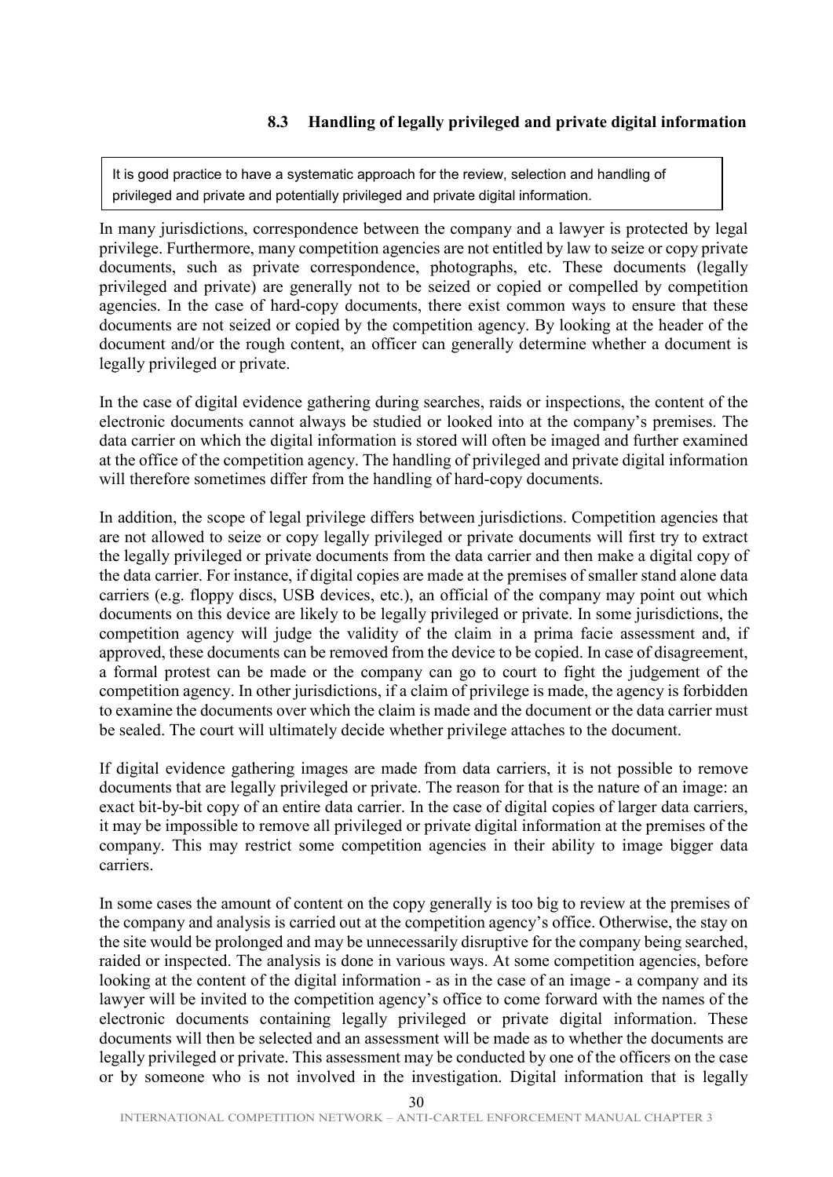### 8.3 Handling of legally privileged and private digital information

> It is good practice to have a systematic approach for the review, selection and handling of privileged and private and potentially privileged and private digital information.

In many jurisdictions, correspondence between the company and a lawyer is protected by legal privilege. Furthermore, many competition agencies are not entitled by law to seize or copy private documents, such as private correspondence, photographs, etc. These documents (legally privileged and private) are generally not to be seized or copied or compelled by competition agencies. In the case of hard-copy documents, there exist common ways to ensure that these documents are not seized or copied by the competition agency. By looking at the header of the document and/or the rough content, an officer can generally determine whether a document is legally privileged or private.

In the case of digital evidence gathering during searches, raids or inspections, the content of the electronic documents cannot always be studied or looked into at the company's premises. The data carrier on which the digital information is stored will often be imaged and further examined at the office of the competition agency. The handling of privileged and private digital information will therefore sometimes differ from the handling of hard-copy documents.

In addition, the scope of legal privilege differs between jurisdictions. Competition agencies that are not allowed to seize or copy legally privileged or private documents will first try to extract the legally privileged or private documents from the data carrier and then make a digital copy of the data carrier. For instance, if digital copies are made at the premises of smaller stand alone data carriers (e.g. floppy discs, USB devices, etc.), an official of the company may point out which documents on this device are likely to be legally privileged or private. In some jurisdictions, the competition agency will judge the validity of the claim in a prima facie assessment and, if approved, these documents can be removed from the device to be copied. In case of disagreement, a formal protest can be made or the company can go to court to fight the judgement of the competition agency. In other jurisdictions, if a claim of privilege is made, the agency is forbidden to examine the documents over which the claim is made and the document or the data carrier must be sealed. The court will ultimately decide whether privilege attaches to the document.

If digital evidence gathering images are made from data carriers, it is not possible to remove documents that are legally privileged or private. The reason for that is the nature of an image: an exact bit-by-bit copy of an entire data carrier. In the case of digital copies of larger data carriers, it may be impossible to remove all privileged or private digital information at the premises of the company. This may restrict some competition agencies in their ability to image bigger data carriers.

In some cases the amount of content on the copy generally is too big to review at the premises of the company and analysis is carried out at the competition agency's office. Otherwise, the stay on the site would be prolonged and may be unnecessarily disruptive for the company being searched, raided or inspected. The analysis is done in various ways. At some competition agencies, before looking at the content of the digital information - as in the case of an image - a company and its lawyer will be invited to the competition agency's office to come forward with the names of the electronic documents containing legally privileged or private digital information. These documents will then be selected and an assessment will be made as to whether the documents are legally privileged or private. This assessment may be conducted by one of the officers on the case or by someone who is not involved in the investigation. Digital information that is legally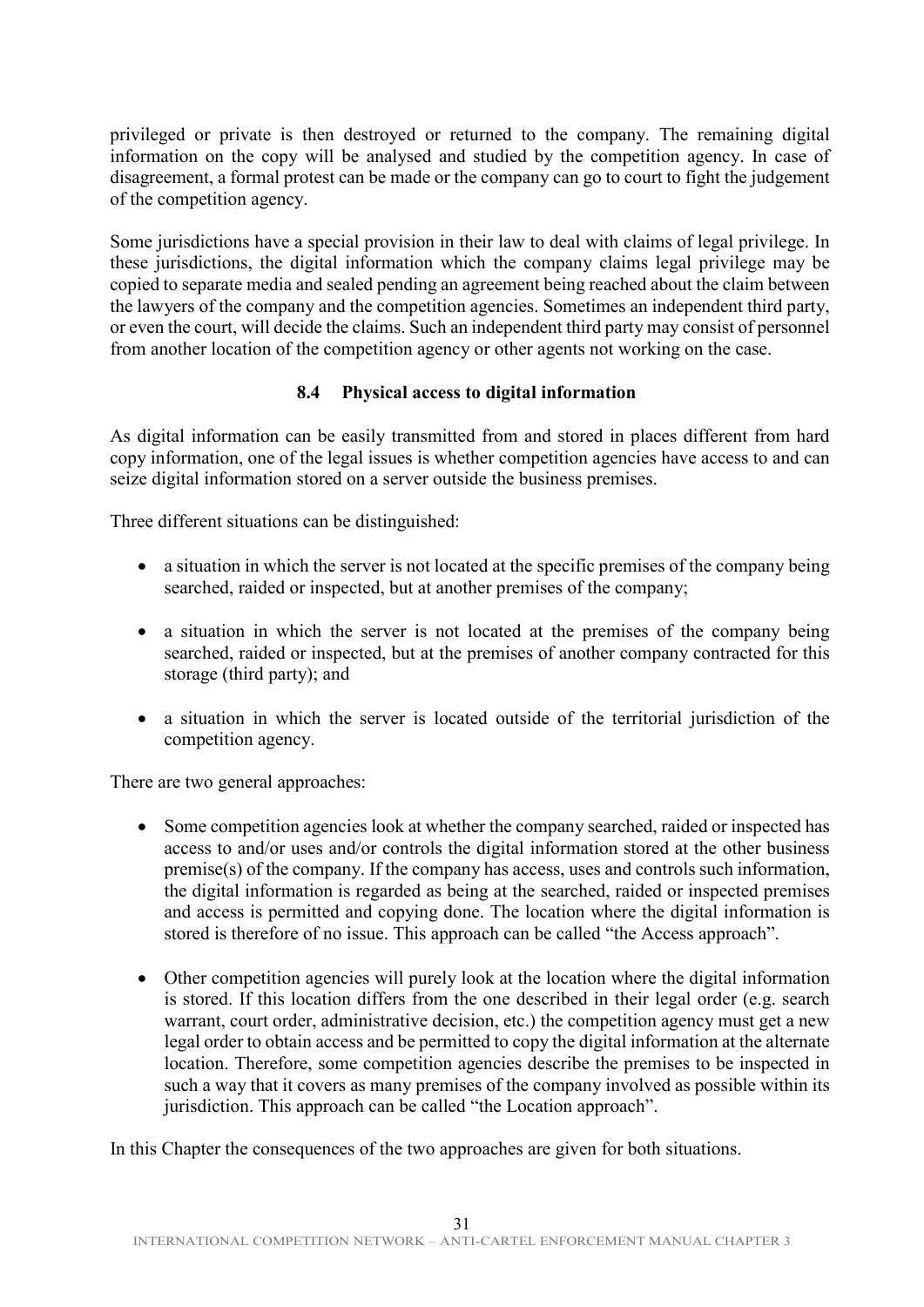privileged or private is then destroyed or returned to the company. The remaining digital information on the copy will be analysed and studied by the competition agency. In case of disagreement, a formal protest can be made or the company can go to court to fight the judgement of the competition agency.

Some jurisdictions have a special provision in their law to deal with claims of legal privilege. In these jurisdictions, the digital information which the company claims legal privilege may be copied to separate media and sealed pending an agreement being reached about the claim between the lawyers of the company and the competition agencies. Sometimes an independent third party, or even the court, will decide the claims. Such an independent third party may consist of personnel from another location of the competition agency or other agents not working on the case.

### 8.4 Physical access to digital information

As digital information can be easily transmitted from and stored in places different from hard copy information, one of the legal issues is whether competition agencies have access to and can seize digital information stored on a server outside the business premises.

Three different situations can be distinguished:

- a situation in which the server is not located at the specific premises of the company being searched, raided or inspected, but at another premises of the company;
- a situation in which the server is not located at the premises of the company being searched, raided or inspected, but at the premises of another company contracted for this storage (third party); and
- a situation in which the server is located outside of the territorial jurisdiction of the competition agency.

There are two general approaches:

- Some competition agencies look at whether the company searched, raided or inspected has access to and/or uses and/or controls the digital information stored at the other business premise(s) of the company. If the company has access, uses and controls such information, the digital information is regarded as being at the searched, raided or inspected premises and access is permitted and copying done. The location where the digital information is stored is therefore of no issue. This approach can be called "the Access approach".
- Other competition agencies will purely look at the location where the digital information is stored. If this location differs from the one described in their legal order (e.g. search warrant, court order, administrative decision, etc.) the competition agency must get a new legal order to obtain access and be permitted to copy the digital information at the alternate location. Therefore, some competition agencies describe the premises to be inspected in such a way that it covers as many premises of the company involved as possible within its jurisdiction. This approach can be called "the Location approach".

In this Chapter the consequences of the two approaches are given for both situations.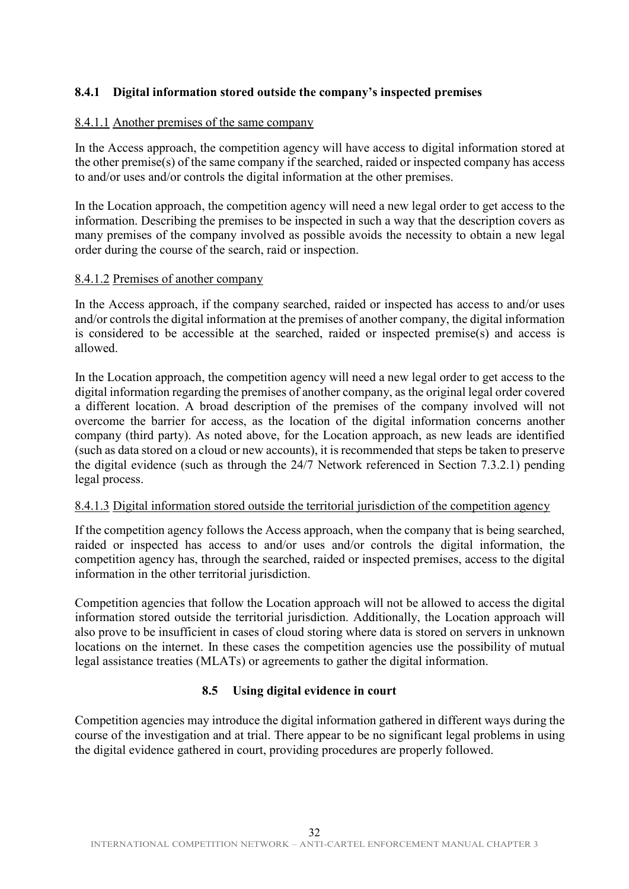### 8.4.1 Digital information stored outside the company's inspected premises

8.4.1.1 Another premises of the same company

In the Access approach, the competition agency will have access to digital information stored at the other premise(s) of the same company if the searched, raided or inspected company has access to and/or uses and/or controls the digital information at the other premises.

In the Location approach, the competition agency will need a new legal order to get access to the information. Describing the premises to be inspected in such a way that the description covers as many premises of the company involved as possible avoids the necessity to obtain a new legal order during the course of the search, raid or inspection.

8.4.1.2 Premises of another company

In the Access approach, if the company searched, raided or inspected has access to and/or uses and/or controls the digital information at the premises of another company, the digital information is considered to be accessible at the searched, raided or inspected premise(s) and access is allowed.

In the Location approach, the competition agency will need a new legal order to get access to the digital information regarding the premises of another company, as the original legal order covered a different location. A broad description of the premises of the company involved will not overcome the barrier for access, as the location of the digital information concerns another company (third party). As noted above, for the Location approach, as new leads are identified (such as data stored on a cloud or new accounts), it is recommended that steps be taken to preserve the digital evidence (such as through the 24/7 Network referenced in Section 7.3.2.1) pending legal process.

8.4.1.3 Digital information stored outside the territorial jurisdiction of the competition agency

If the competition agency follows the Access approach, when the company that is being searched, raided or inspected has access to and/or uses and/or controls the digital information, the competition agency has, through the searched, raided or inspected premises, access to the digital information in the other territorial jurisdiction.

Competition agencies that follow the Location approach will not be allowed to access the digital information stored outside the territorial jurisdiction. Additionally, the Location approach will also prove to be insufficient in cases of cloud storing where data is stored on servers in unknown locations on the internet. In these cases the competition agencies use the possibility of mutual legal assistance treaties (MLATs) or agreements to gather the digital information.

## 8.5 Using digital evidence in court

Competition agencies may introduce the digital information gathered in different ways during the course of the investigation and at trial. There appear to be no significant legal problems in using the digital evidence gathered in court, providing procedures are properly followed.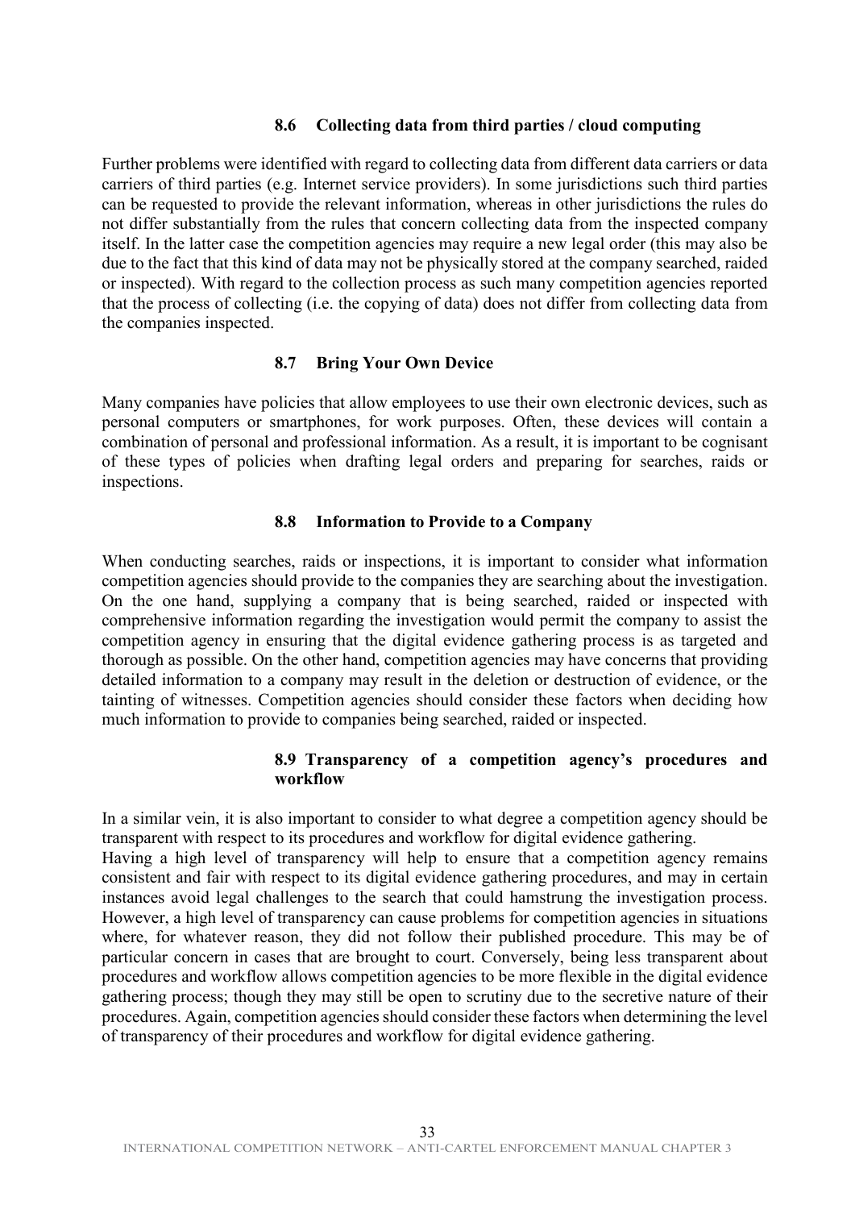### 8.6 Collecting data from third parties / cloud computing

Further problems were identified with regard to collecting data from different data carriers or data carriers of third parties (e.g. Internet service providers). In some jurisdictions such third parties can be requested to provide the relevant information, whereas in other jurisdictions the rules do not differ substantially from the rules that concern collecting data from the inspected company itself. In the latter case the competition agencies may require a new legal order (this may also be due to the fact that this kind of data may not be physically stored at the company searched, raided or inspected). With regard to the collection process as such many competition agencies reported that the process of collecting (i.e. the copying of data) does not differ from collecting data from the companies inspected.

### 8.7 Bring Your Own Device

Many companies have policies that allow employees to use their own electronic devices, such as personal computers or smartphones, for work purposes. Often, these devices will contain a combination of personal and professional information. As a result, it is important to be cognisant of these types of policies when drafting legal orders and preparing for searches, raids or inspections.

### 8.8 Information to Provide to a Company

When conducting searches, raids or inspections, it is important to consider what information competition agencies should provide to the companies they are searching about the investigation. On the one hand, supplying a company that is being searched, raided or inspected with comprehensive information regarding the investigation would permit the company to assist the competition agency in ensuring that the digital evidence gathering process is as targeted and thorough as possible. On the other hand, competition agencies may have concerns that providing detailed information to a company may result in the deletion or destruction of evidence, or the tainting of witnesses. Competition agencies should consider these factors when deciding how much information to provide to companies being searched, raided or inspected.

### 8.9 Transparency of a competition agency's procedures and workflow

In a similar vein, it is also important to consider to what degree a competition agency should be transparent with respect to its procedures and workflow for digital evidence gathering.

Having a high level of transparency will help to ensure that a competition agency remains consistent and fair with respect to its digital evidence gathering procedures, and may in certain instances avoid legal challenges to the search that could hamstrung the investigation process. However, a high level of transparency can cause problems for competition agencies in situations where, for whatever reason, they did not follow their published procedure. This may be of particular concern in cases that are brought to court. Conversely, being less transparent about procedures and workflow allows competition agencies to be more flexible in the digital evidence gathering process; though they may still be open to scrutiny due to the secretive nature of their procedures. Again, competition agencies should consider these factors when determining the level of transparency of their procedures and workflow for digital evidence gathering.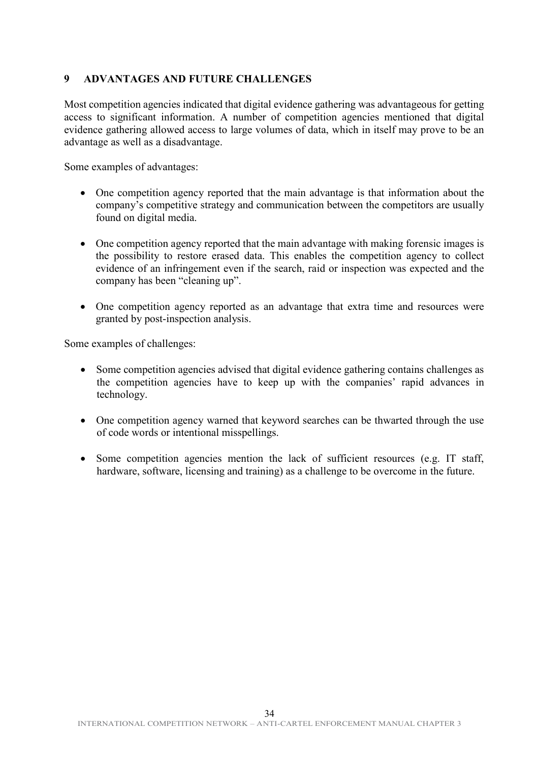## 9 ADVANTAGES AND FUTURE CHALLENGES

Most competition agencies indicated that digital evidence gathering was advantageous for getting access to significant information. A number of competition agencies mentioned that digital evidence gathering allowed access to large volumes of data, which in itself may prove to be an advantage as well as a disadvantage.

Some examples of advantages:

- One competition agency reported that the main advantage is that information about the company's competitive strategy and communication between the competitors are usually found on digital media.
- One competition agency reported that the main advantage with making forensic images is the possibility to restore erased data. This enables the competition agency to collect evidence of an infringement even if the search, raid or inspection was expected and the company has been "cleaning up".
- One competition agency reported as an advantage that extra time and resources were granted by post-inspection analysis.

Some examples of challenges:

- Some competition agencies advised that digital evidence gathering contains challenges as the competition agencies have to keep up with the companies' rapid advances in technology.
- One competition agency warned that keyword searches can be thwarted through the use of code words or intentional misspellings.
- Some competition agencies mention the lack of sufficient resources (e.g. IT staff, hardware, software, licensing and training) as a challenge to be overcome in the future.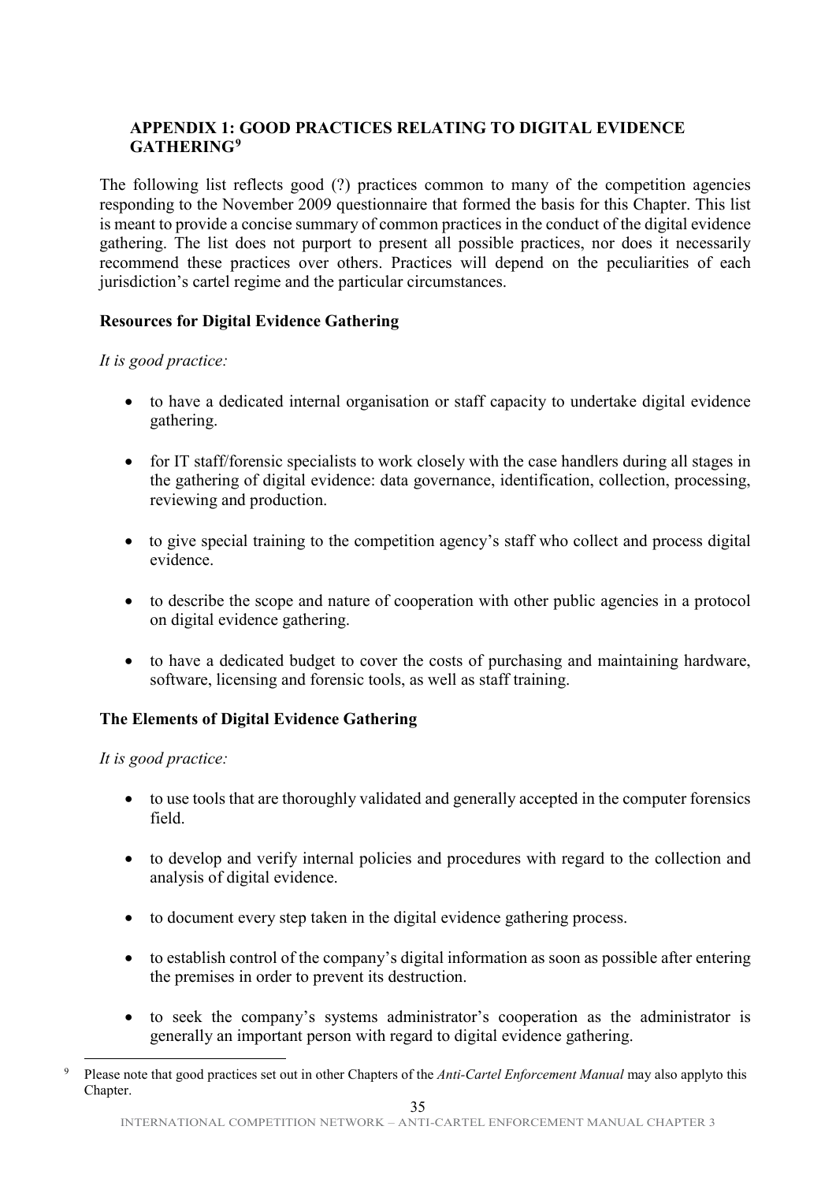## APPENDIX 1: GOOD PRACTICES RELATING TO DIGITAL EVIDENCE GATHERING[9]

The following list reflects good (?) practices common to many of the competition agencies responding to the November 2009 questionnaire that formed the basis for this Chapter. This list is meant to provide a concise summary of common practices in the conduct of the digital evidence gathering. The list does not purport to present all possible practices, nor does it necessarily recommend these practices over others. Practices will depend on the peculiarities of each jurisdiction's cartel regime and the particular circumstances.

### Resources for Digital Evidence Gathering

*It is good practice:*

- to have a dedicated internal organisation or staff capacity to undertake digital evidence gathering.
- for IT staff/forensic specialists to work closely with the case handlers during all stages in the gathering of digital evidence: data governance, identification, collection, processing, reviewing and production.
- to give special training to the competition agency's staff who collect and process digital evidence.
- to describe the scope and nature of cooperation with other public agencies in a protocol on digital evidence gathering.
- to have a dedicated budget to cover the costs of purchasing and maintaining hardware, software, licensing and forensic tools, as well as staff training.

### The Elements of Digital Evidence Gathering

*It is good practice:*

- to use tools that are thoroughly validated and generally accepted in the computer forensics field.
- to develop and verify internal policies and procedures with regard to the collection and analysis of digital evidence.
- to document every step taken in the digital evidence gathering process.
- to establish control of the company's digital information as soon as possible after entering the premises in order to prevent its destruction.
- to seek the company's systems administrator's cooperation as the administrator is generally an important person with regard to digital evidence gathering.

---

[9] Please note that good practices set out in other Chapters of the *Anti-Cartel Enforcement Manual* may also applyto this Chapter.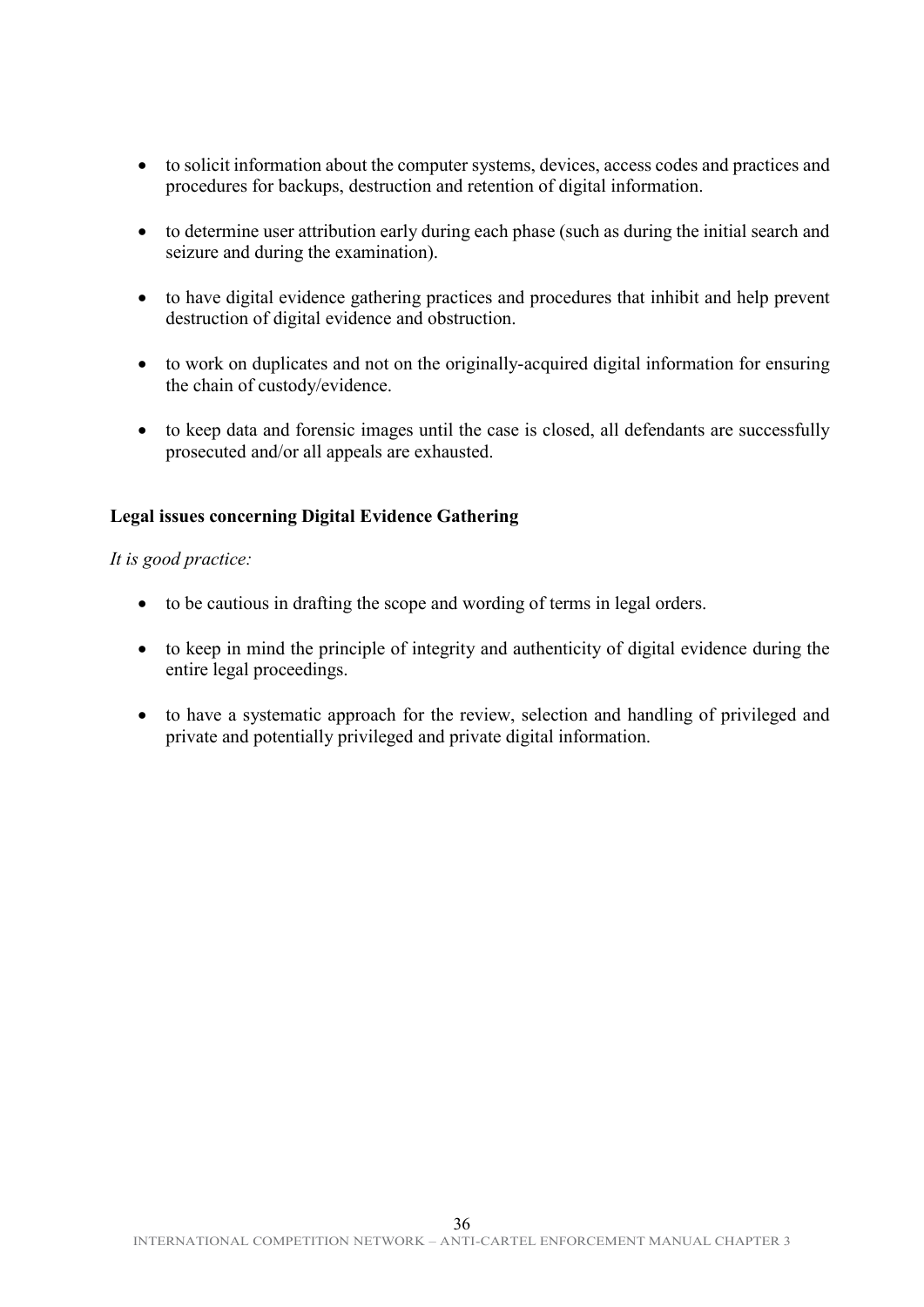- to solicit information about the computer systems, devices, access codes and practices and procedures for backups, destruction and retention of digital information.

- to determine user attribution early during each phase (such as during the initial search and seizure and during the examination).

- to have digital evidence gathering practices and procedures that inhibit and help prevent destruction of digital evidence and obstruction.

- to work on duplicates and not on the originally-acquired digital information for ensuring the chain of custody/evidence.

- to keep data and forensic images until the case is closed, all defendants are successfully prosecuted and/or all appeals are exhausted.

**Legal issues concerning Digital Evidence Gathering**

*It is good practice:*

- to be cautious in drafting the scope and wording of terms in legal orders.

- to keep in mind the principle of integrity and authenticity of digital evidence during the entire legal proceedings.

- to have a systematic approach for the review, selection and handling of privileged and private and potentially privileged and private digital information.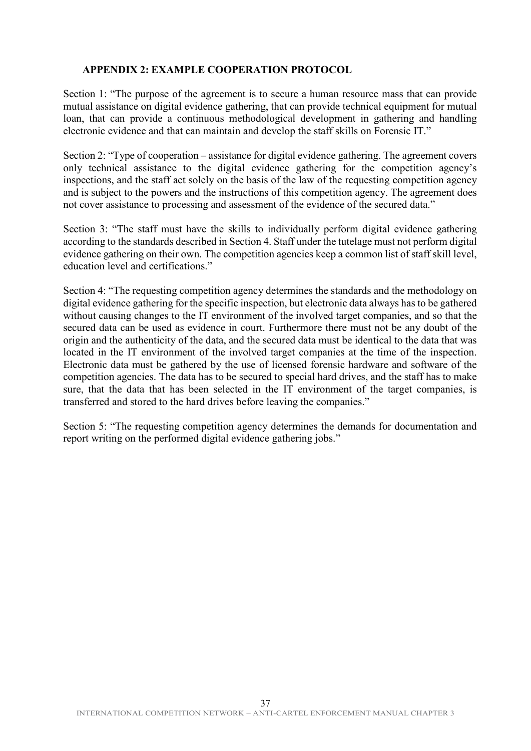## APPENDIX 2: EXAMPLE COOPERATION PROTOCOL

Section 1: "The purpose of the agreement is to secure a human resource mass that can provide mutual assistance on digital evidence gathering, that can provide technical equipment for mutual loan, that can provide a continuous methodological development in gathering and handling electronic evidence and that can maintain and develop the staff skills on Forensic IT."

Section 2: "Type of cooperation – assistance for digital evidence gathering. The agreement covers only technical assistance to the digital evidence gathering for the competition agency's inspections, and the staff act solely on the basis of the law of the requesting competition agency and is subject to the powers and the instructions of this competition agency. The agreement does not cover assistance to processing and assessment of the evidence of the secured data."

Section 3: "The staff must have the skills to individually perform digital evidence gathering according to the standards described in Section 4. Staff under the tutelage must not perform digital evidence gathering on their own. The competition agencies keep a common list of staff skill level, education level and certifications."

Section 4: "The requesting competition agency determines the standards and the methodology on digital evidence gathering for the specific inspection, but electronic data always has to be gathered without causing changes to the IT environment of the involved target companies, and so that the secured data can be used as evidence in court. Furthermore there must not be any doubt of the origin and the authenticity of the data, and the secured data must be identical to the data that was located in the IT environment of the involved target companies at the time of the inspection. Electronic data must be gathered by the use of licensed forensic hardware and software of the competition agencies. The data has to be secured to special hard drives, and the staff has to make sure, that the data that has been selected in the IT environment of the target companies, is transferred and stored to the hard drives before leaving the companies."

Section 5: "The requesting competition agency determines the demands for documentation and report writing on the performed digital evidence gathering jobs."